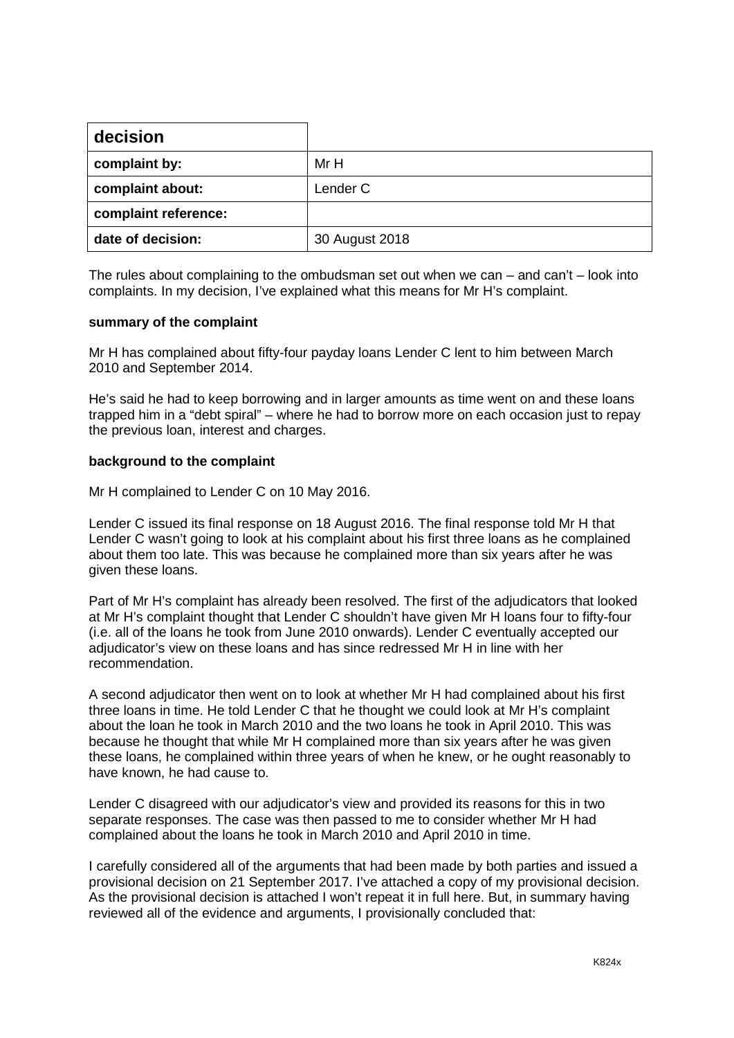| decision | |
|---|---|
| **complaint by:** | Mr H |
| **complaint about:** | Lender C |
| **complaint reference:** | |
| **date of decision:** | 30 August 2018 |

The rules about complaining to the ombudsman set out when we can – and can't – look into complaints. In my decision, I've explained what this means for Mr H's complaint.

**summary of the complaint**

Mr H has complained about fifty-four payday loans Lender C lent to him between March 2010 and September 2014.

He's said he had to keep borrowing and in larger amounts as time went on and these loans trapped him in a "debt spiral" – where he had to borrow more on each occasion just to repay the previous loan, interest and charges.

**background to the complaint**

Mr H complained to Lender C on 10 May 2016.

Lender C issued its final response on 18 August 2016. The final response told Mr H that Lender C wasn't going to look at his complaint about his first three loans as he complained about them too late. This was because he complained more than six years after he was given these loans.

Part of Mr H's complaint has already been resolved. The first of the adjudicators that looked at Mr H's complaint thought that Lender C shouldn't have given Mr H loans four to fifty-four (i.e. all of the loans he took from June 2010 onwards). Lender C eventually accepted our adjudicator's view on these loans and has since redressed Mr H in line with her recommendation.

A second adjudicator then went on to look at whether Mr H had complained about his first three loans in time. He told Lender C that he thought we could look at Mr H's complaint about the loan he took in March 2010 and the two loans he took in April 2010. This was because he thought that while Mr H complained more than six years after he was given these loans, he complained within three years of when he knew, or he ought reasonably to have known, he had cause to.

Lender C disagreed with our adjudicator's view and provided its reasons for this in two separate responses. The case was then passed to me to consider whether Mr H had complained about the loans he took in March 2010 and April 2010 in time.

I carefully considered all of the arguments that had been made by both parties and issued a provisional decision on 21 September 2017. I've attached a copy of my provisional decision. As the provisional decision is attached I won't repeat it in full here. But, in summary having reviewed all of the evidence and arguments, I provisionally concluded that: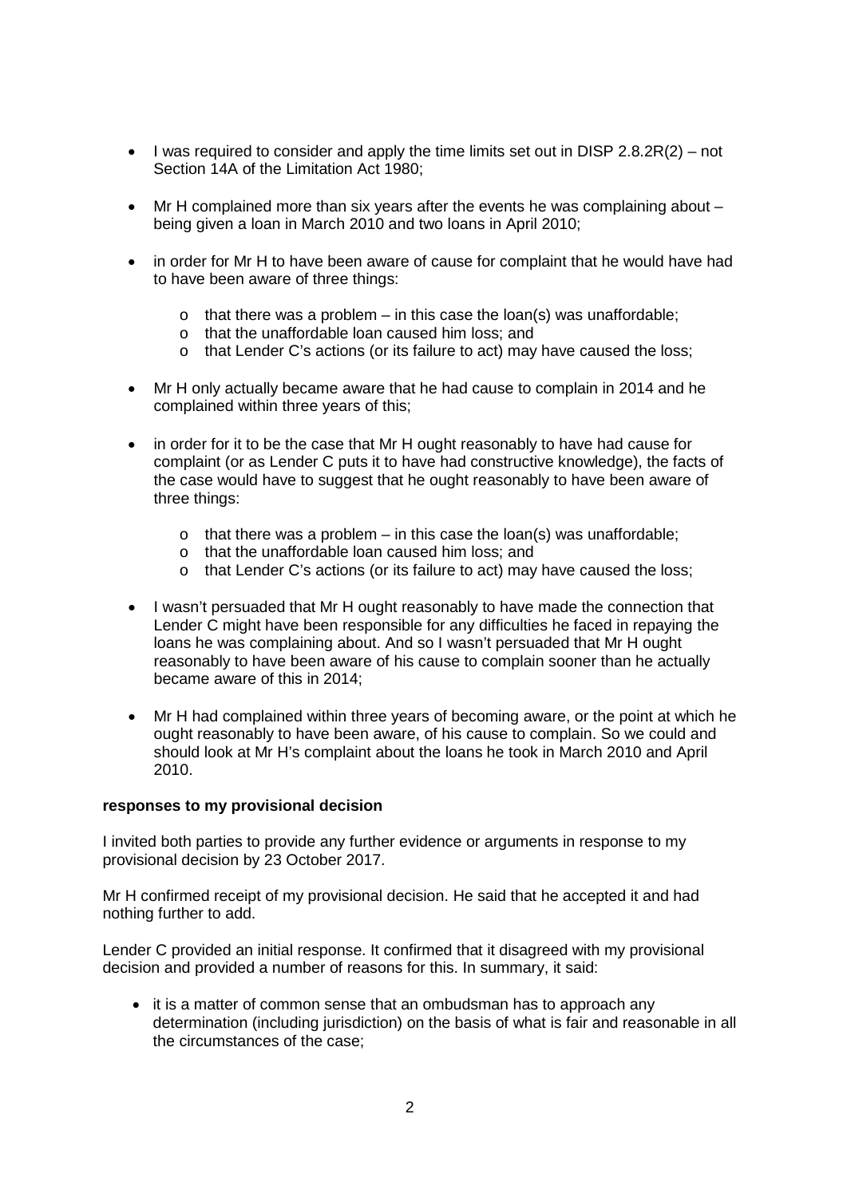- I was required to consider and apply the time limits set out in DISP 2.8.2R(2) – not Section 14A of the Limitation Act 1980;

- Mr H complained more than six years after the events he was complaining about – being given a loan in March 2010 and two loans in April 2010;

- in order for Mr H to have been aware of cause for complaint that he would have had to have been aware of three things:

  - that there was a problem – in this case the loan(s) was unaffordable;
  - that the unaffordable loan caused him loss; and
  - that Lender C's actions (or its failure to act) may have caused the loss;

- Mr H only actually became aware that he had cause to complain in 2014 and he complained within three years of this;

- in order for it to be the case that Mr H ought reasonably to have had cause for complaint (or as Lender C puts it to have had constructive knowledge), the facts of the case would have to suggest that he ought reasonably to have been aware of three things:

  - that there was a problem – in this case the loan(s) was unaffordable;
  - that the unaffordable loan caused him loss; and
  - that Lender C's actions (or its failure to act) may have caused the loss;

- I wasn't persuaded that Mr H ought reasonably to have made the connection that Lender C might have been responsible for any difficulties he faced in repaying the loans he was complaining about. And so I wasn't persuaded that Mr H ought reasonably to have been aware of his cause to complain sooner than he actually became aware of this in 2014;

- Mr H had complained within three years of becoming aware, or the point at which he ought reasonably to have been aware, of his cause to complain. So we could and should look at Mr H's complaint about the loans he took in March 2010 and April 2010.

**responses to my provisional decision**

I invited both parties to provide any further evidence or arguments in response to my provisional decision by 23 October 2017.

Mr H confirmed receipt of my provisional decision. He said that he accepted it and had nothing further to add.

Lender C provided an initial response. It confirmed that it disagreed with my provisional decision and provided a number of reasons for this. In summary, it said:

- it is a matter of common sense that an ombudsman has to approach any determination (including jurisdiction) on the basis of what is fair and reasonable in all the circumstances of the case;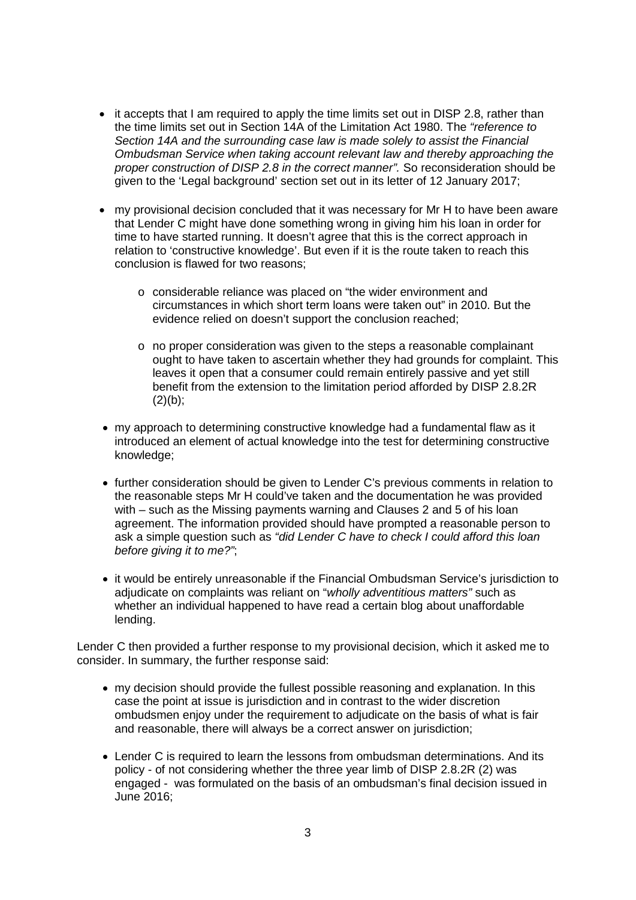- it accepts that I am required to apply the time limits set out in DISP 2.8, rather than the time limits set out in Section 14A of the Limitation Act 1980. The *"reference to Section 14A and the surrounding case law is made solely to assist the Financial Ombudsman Service when taking account relevant law and thereby approaching the proper construction of DISP 2.8 in the correct manner".* So reconsideration should be given to the 'Legal background' section set out in its letter of 12 January 2017;

- my provisional decision concluded that it was necessary for Mr H to have been aware that Lender C might have done something wrong in giving him his loan in order for time to have started running. It doesn't agree that this is the correct approach in relation to 'constructive knowledge'. But even if it is the route taken to reach this conclusion is flawed for two reasons;

  - considerable reliance was placed on "the wider environment and circumstances in which short term loans were taken out" in 2010. But the evidence relied on doesn't support the conclusion reached;

  - no proper consideration was given to the steps a reasonable complainant ought to have taken to ascertain whether they had grounds for complaint. This leaves it open that a consumer could remain entirely passive and yet still benefit from the extension to the limitation period afforded by DISP 2.8.2R (2)(b);

- my approach to determining constructive knowledge had a fundamental flaw as it introduced an element of actual knowledge into the test for determining constructive knowledge;

- further consideration should be given to Lender C's previous comments in relation to the reasonable steps Mr H could've taken and the documentation he was provided with – such as the Missing payments warning and Clauses 2 and 5 of his loan agreement. The information provided should have prompted a reasonable person to ask a simple question such as *"did Lender C have to check I could afford this loan before giving it to me?"*;

- it would be entirely unreasonable if the Financial Ombudsman Service's jurisdiction to adjudicate on complaints was reliant on "*wholly adventitious matters"* such as whether an individual happened to have read a certain blog about unaffordable lending.

Lender C then provided a further response to my provisional decision, which it asked me to consider. In summary, the further response said:

- my decision should provide the fullest possible reasoning and explanation. In this case the point at issue is jurisdiction and in contrast to the wider discretion ombudsmen enjoy under the requirement to adjudicate on the basis of what is fair and reasonable, there will always be a correct answer on jurisdiction;

- Lender C is required to learn the lessons from ombudsman determinations. And its policy - of not considering whether the three year limb of DISP 2.8.2R (2) was engaged - was formulated on the basis of an ombudsman's final decision issued in June 2016;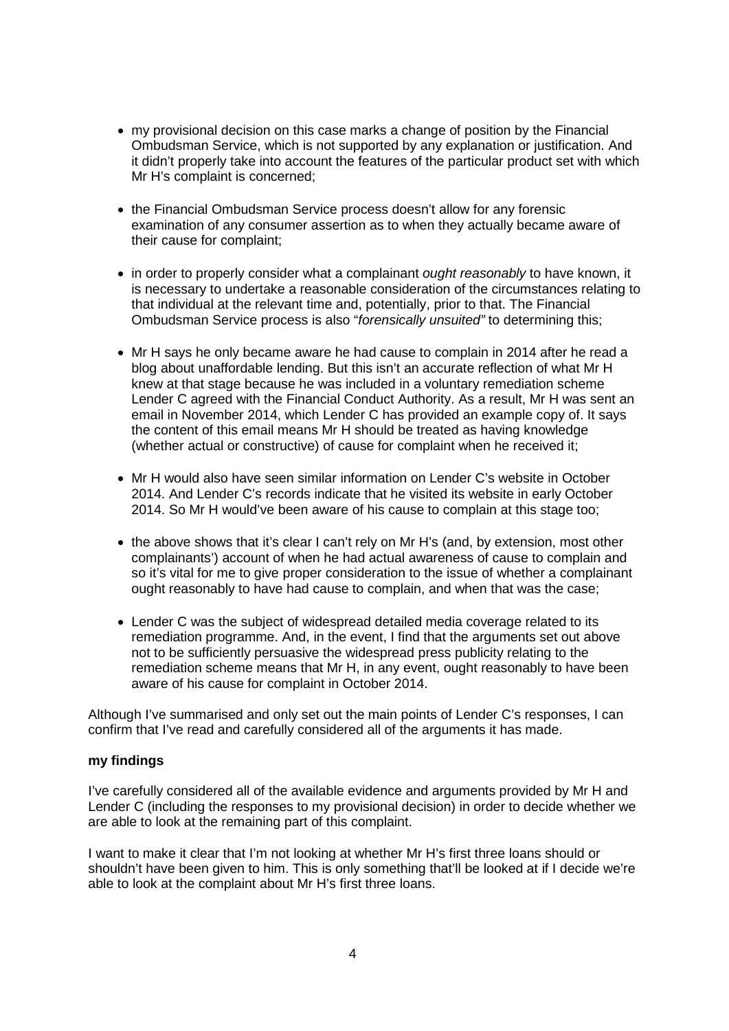- my provisional decision on this case marks a change of position by the Financial Ombudsman Service, which is not supported by any explanation or justification. And it didn't properly take into account the features of the particular product set with which Mr H's complaint is concerned;
- the Financial Ombudsman Service process doesn't allow for any forensic examination of any consumer assertion as to when they actually became aware of their cause for complaint;
- in order to properly consider what a complainant *ought reasonably* to have known, it is necessary to undertake a reasonable consideration of the circumstances relating to that individual at the relevant time and, potentially, prior to that. The Financial Ombudsman Service process is also "*forensically unsuited"* to determining this;
- Mr H says he only became aware he had cause to complain in 2014 after he read a blog about unaffordable lending. But this isn't an accurate reflection of what Mr H knew at that stage because he was included in a voluntary remediation scheme Lender C agreed with the Financial Conduct Authority. As a result, Mr H was sent an email in November 2014, which Lender C has provided an example copy of. It says the content of this email means Mr H should be treated as having knowledge (whether actual or constructive) of cause for complaint when he received it;
- Mr H would also have seen similar information on Lender C's website in October 2014. And Lender C's records indicate that he visited its website in early October 2014. So Mr H would've been aware of his cause to complain at this stage too;
- the above shows that it's clear I can't rely on Mr H's (and, by extension, most other complainants') account of when he had actual awareness of cause to complain and so it's vital for me to give proper consideration to the issue of whether a complainant ought reasonably to have had cause to complain, and when that was the case;
- Lender C was the subject of widespread detailed media coverage related to its remediation programme. And, in the event, I find that the arguments set out above not to be sufficiently persuasive the widespread press publicity relating to the remediation scheme means that Mr H, in any event, ought reasonably to have been aware of his cause for complaint in October 2014.

Although I've summarised and only set out the main points of Lender C's responses, I can confirm that I've read and carefully considered all of the arguments it has made.

**my findings**

I've carefully considered all of the available evidence and arguments provided by Mr H and Lender C (including the responses to my provisional decision) in order to decide whether we are able to look at the remaining part of this complaint.

I want to make it clear that I'm not looking at whether Mr H's first three loans should or shouldn't have been given to him. This is only something that'll be looked at if I decide we're able to look at the complaint about Mr H's first three loans.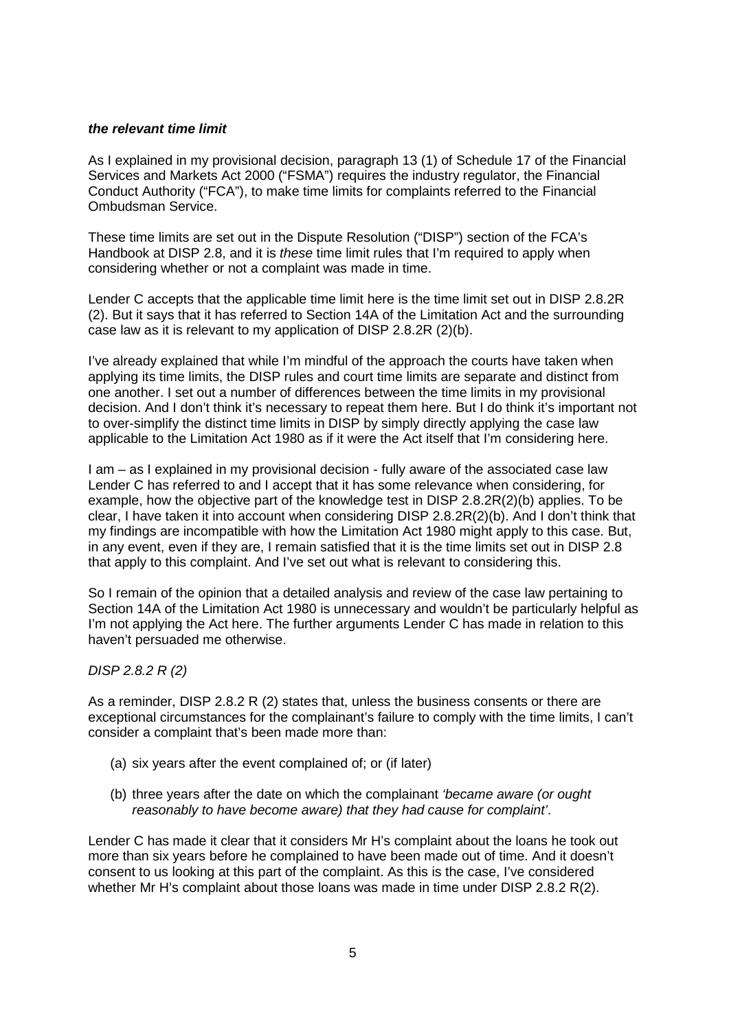***the relevant time limit***

As I explained in my provisional decision, paragraph 13 (1) of Schedule 17 of the Financial Services and Markets Act 2000 ("FSMA") requires the industry regulator, the Financial Conduct Authority ("FCA"), to make time limits for complaints referred to the Financial Ombudsman Service.

These time limits are set out in the Dispute Resolution ("DISP") section of the FCA's Handbook at DISP 2.8, and it is *these* time limit rules that I'm required to apply when considering whether or not a complaint was made in time.

Lender C accepts that the applicable time limit here is the time limit set out in DISP 2.8.2R (2). But it says that it has referred to Section 14A of the Limitation Act and the surrounding case law as it is relevant to my application of DISP 2.8.2R (2)(b).

I've already explained that while I'm mindful of the approach the courts have taken when applying its time limits, the DISP rules and court time limits are separate and distinct from one another. I set out a number of differences between the time limits in my provisional decision. And I don't think it's necessary to repeat them here. But I do think it's important not to over-simplify the distinct time limits in DISP by simply directly applying the case law applicable to the Limitation Act 1980 as if it were the Act itself that I'm considering here.

I am – as I explained in my provisional decision - fully aware of the associated case law Lender C has referred to and I accept that it has some relevance when considering, for example, how the objective part of the knowledge test in DISP 2.8.2R(2)(b) applies. To be clear, I have taken it into account when considering DISP 2.8.2R(2)(b). And I don't think that my findings are incompatible with how the Limitation Act 1980 might apply to this case. But, in any event, even if they are, I remain satisfied that it is the time limits set out in DISP 2.8 that apply to this complaint. And I've set out what is relevant to considering this.

So I remain of the opinion that a detailed analysis and review of the case law pertaining to Section 14A of the Limitation Act 1980 is unnecessary and wouldn't be particularly helpful as I'm not applying the Act here. The further arguments Lender C has made in relation to this haven't persuaded me otherwise.

*DISP 2.8.2 R (2)*

As a reminder, DISP 2.8.2 R (2) states that, unless the business consents or there are exceptional circumstances for the complainant's failure to comply with the time limits, I can't consider a complaint that's been made more than:

- (a) six years after the event complained of; or (if later)
- (b) three years after the date on which the complainant *'became aware (or ought reasonably to have become aware) that they had cause for complaint'*.

Lender C has made it clear that it considers Mr H's complaint about the loans he took out more than six years before he complained to have been made out of time. And it doesn't consent to us looking at this part of the complaint. As this is the case, I've considered whether Mr H's complaint about those loans was made in time under DISP 2.8.2 R(2).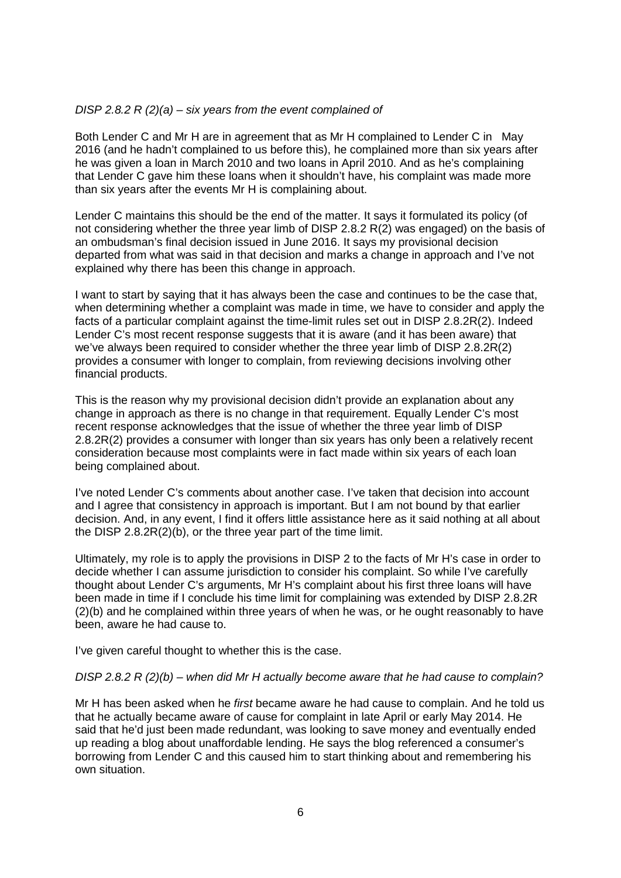*DISP 2.8.2 R (2)(a) – six years from the event complained of*

Both Lender C and Mr H are in agreement that as Mr H complained to Lender C in May 2016 (and he hadn't complained to us before this), he complained more than six years after he was given a loan in March 2010 and two loans in April 2010. And as he's complaining that Lender C gave him these loans when it shouldn't have, his complaint was made more than six years after the events Mr H is complaining about.

Lender C maintains this should be the end of the matter. It says it formulated its policy (of not considering whether the three year limb of DISP 2.8.2 R(2) was engaged) on the basis of an ombudsman's final decision issued in June 2016. It says my provisional decision departed from what was said in that decision and marks a change in approach and I've not explained why there has been this change in approach.

I want to start by saying that it has always been the case and continues to be the case that, when determining whether a complaint was made in time, we have to consider and apply the facts of a particular complaint against the time-limit rules set out in DISP 2.8.2R(2). Indeed Lender C's most recent response suggests that it is aware (and it has been aware) that we've always been required to consider whether the three year limb of DISP 2.8.2R(2) provides a consumer with longer to complain, from reviewing decisions involving other financial products.

This is the reason why my provisional decision didn't provide an explanation about any change in approach as there is no change in that requirement. Equally Lender C's most recent response acknowledges that the issue of whether the three year limb of DISP 2.8.2R(2) provides a consumer with longer than six years has only been a relatively recent consideration because most complaints were in fact made within six years of each loan being complained about.

I've noted Lender C's comments about another case. I've taken that decision into account and I agree that consistency in approach is important. But I am not bound by that earlier decision. And, in any event, I find it offers little assistance here as it said nothing at all about the DISP 2.8.2R(2)(b), or the three year part of the time limit.

Ultimately, my role is to apply the provisions in DISP 2 to the facts of Mr H's case in order to decide whether I can assume jurisdiction to consider his complaint. So while I've carefully thought about Lender C's arguments, Mr H's complaint about his first three loans will have been made in time if I conclude his time limit for complaining was extended by DISP 2.8.2R (2)(b) and he complained within three years of when he was, or he ought reasonably to have been, aware he had cause to.

I've given careful thought to whether this is the case.

*DISP 2.8.2 R (2)(b) – when did Mr H actually become aware that he had cause to complain?*

Mr H has been asked when he *first* became aware he had cause to complain. And he told us that he actually became aware of cause for complaint in late April or early May 2014. He said that he'd just been made redundant, was looking to save money and eventually ended up reading a blog about unaffordable lending. He says the blog referenced a consumer's borrowing from Lender C and this caused him to start thinking about and remembering his own situation.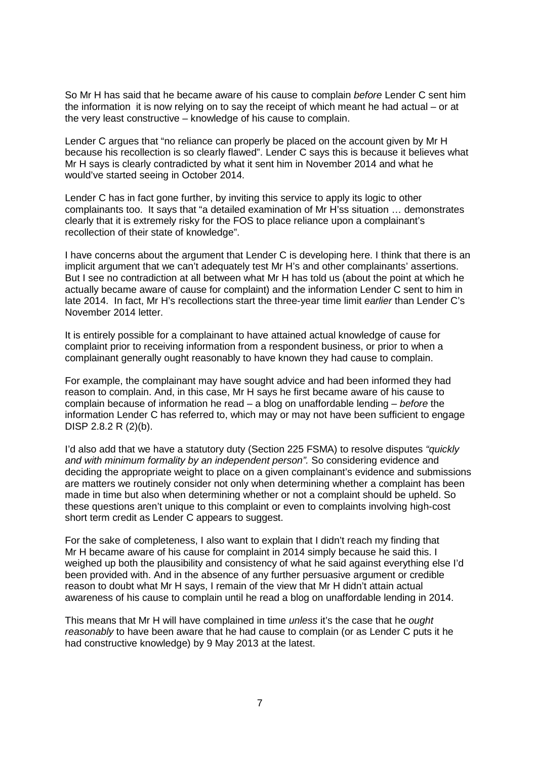So Mr H has said that he became aware of his cause to complain *before* Lender C sent him the information it is now relying on to say the receipt of which meant he had actual – or at the very least constructive – knowledge of his cause to complain.

Lender C argues that "no reliance can properly be placed on the account given by Mr H because his recollection is so clearly flawed". Lender C says this is because it believes what Mr H says is clearly contradicted by what it sent him in November 2014 and what he would've started seeing in October 2014.

Lender C has in fact gone further, by inviting this service to apply its logic to other complainants too. It says that "a detailed examination of Mr H'ss situation … demonstrates clearly that it is extremely risky for the FOS to place reliance upon a complainant's recollection of their state of knowledge".

I have concerns about the argument that Lender C is developing here. I think that there is an implicit argument that we can't adequately test Mr H's and other complainants' assertions. But I see no contradiction at all between what Mr H has told us (about the point at which he actually became aware of cause for complaint) and the information Lender C sent to him in late 2014. In fact, Mr H's recollections start the three-year time limit *earlier* than Lender C's November 2014 letter.

It is entirely possible for a complainant to have attained actual knowledge of cause for complaint prior to receiving information from a respondent business, or prior to when a complainant generally ought reasonably to have known they had cause to complain.

For example, the complainant may have sought advice and had been informed they had reason to complain. And, in this case, Mr H says he first became aware of his cause to complain because of information he read – a blog on unaffordable lending – *before* the information Lender C has referred to, which may or may not have been sufficient to engage DISP 2.8.2 R (2)(b).

I'd also add that we have a statutory duty (Section 225 FSMA) to resolve disputes *"quickly and with minimum formality by an independent person".* So considering evidence and deciding the appropriate weight to place on a given complainant's evidence and submissions are matters we routinely consider not only when determining whether a complaint has been made in time but also when determining whether or not a complaint should be upheld. So these questions aren't unique to this complaint or even to complaints involving high-cost short term credit as Lender C appears to suggest.

For the sake of completeness, I also want to explain that I didn't reach my finding that Mr H became aware of his cause for complaint in 2014 simply because he said this. I weighed up both the plausibility and consistency of what he said against everything else I'd been provided with. And in the absence of any further persuasive argument or credible reason to doubt what Mr H says, I remain of the view that Mr H didn't attain actual awareness of his cause to complain until he read a blog on unaffordable lending in 2014.

This means that Mr H will have complained in time *unless* it's the case that he *ought reasonably* to have been aware that he had cause to complain (or as Lender C puts it he had constructive knowledge) by 9 May 2013 at the latest.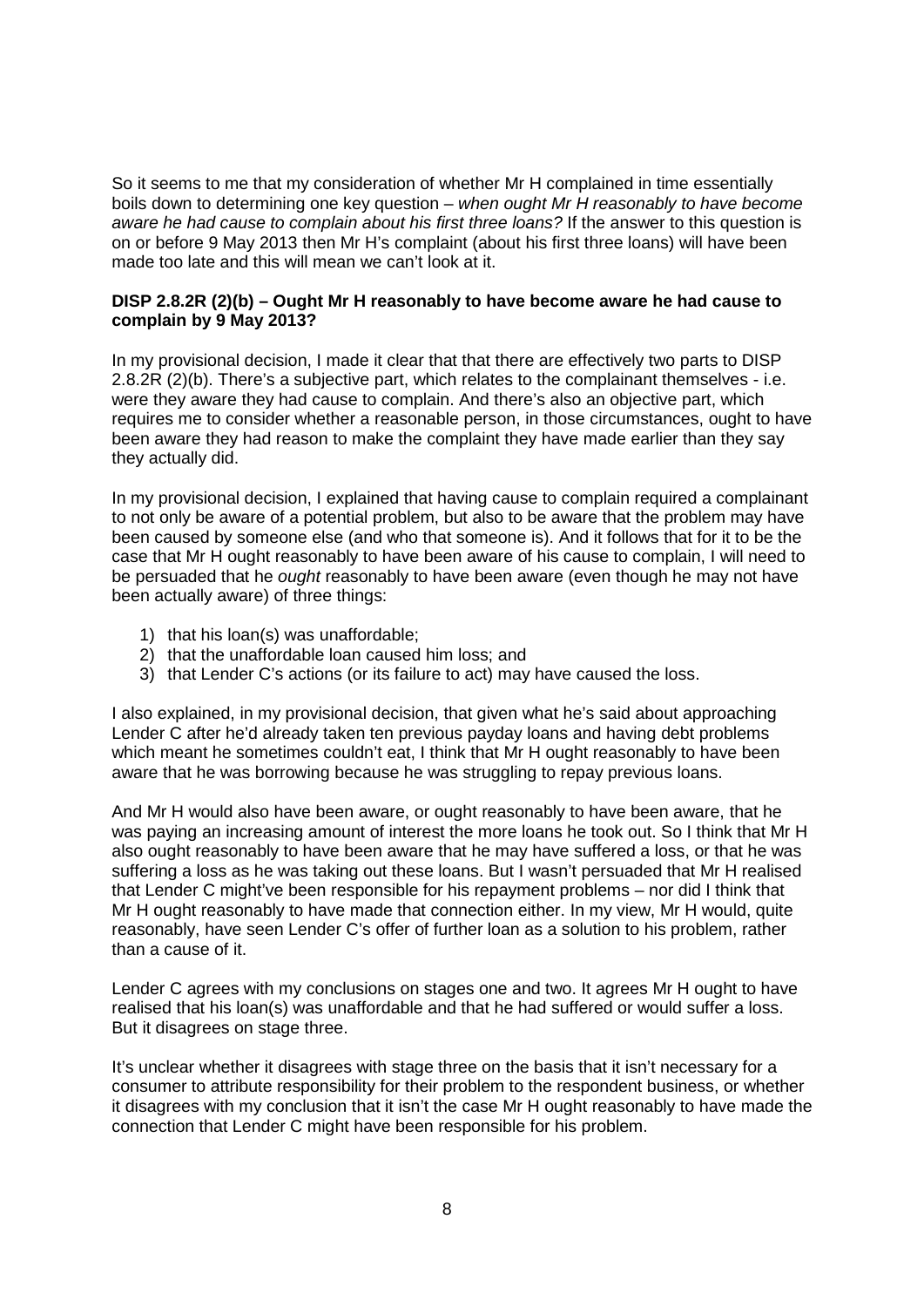So it seems to me that my consideration of whether Mr H complained in time essentially boils down to determining one key question – *when ought Mr H reasonably to have become aware he had cause to complain about his first three loans?* If the answer to this question is on or before 9 May 2013 then Mr H's complaint (about his first three loans) will have been made too late and this will mean we can't look at it.

**DISP 2.8.2R (2)(b) – Ought Mr H reasonably to have become aware he had cause to complain by 9 May 2013?**

In my provisional decision, I made it clear that that there are effectively two parts to DISP 2.8.2R (2)(b). There's a subjective part, which relates to the complainant themselves - i.e. were they aware they had cause to complain. And there's also an objective part, which requires me to consider whether a reasonable person, in those circumstances, ought to have been aware they had reason to make the complaint they have made earlier than they say they actually did.

In my provisional decision, I explained that having cause to complain required a complainant to not only be aware of a potential problem, but also to be aware that the problem may have been caused by someone else (and who that someone is). And it follows that for it to be the case that Mr H ought reasonably to have been aware of his cause to complain, I will need to be persuaded that he *ought* reasonably to have been aware (even though he may not have been actually aware) of three things:

1) that his loan(s) was unaffordable;
2) that the unaffordable loan caused him loss; and
3) that Lender C's actions (or its failure to act) may have caused the loss.

I also explained, in my provisional decision, that given what he's said about approaching Lender C after he'd already taken ten previous payday loans and having debt problems which meant he sometimes couldn't eat, I think that Mr H ought reasonably to have been aware that he was borrowing because he was struggling to repay previous loans.

And Mr H would also have been aware, or ought reasonably to have been aware, that he was paying an increasing amount of interest the more loans he took out. So I think that Mr H also ought reasonably to have been aware that he may have suffered a loss, or that he was suffering a loss as he was taking out these loans. But I wasn't persuaded that Mr H realised that Lender C might've been responsible for his repayment problems – nor did I think that Mr H ought reasonably to have made that connection either. In my view, Mr H would, quite reasonably, have seen Lender C's offer of further loan as a solution to his problem, rather than a cause of it.

Lender C agrees with my conclusions on stages one and two. It agrees Mr H ought to have realised that his loan(s) was unaffordable and that he had suffered or would suffer a loss. But it disagrees on stage three.

It's unclear whether it disagrees with stage three on the basis that it isn't necessary for a consumer to attribute responsibility for their problem to the respondent business, or whether it disagrees with my conclusion that it isn't the case Mr H ought reasonably to have made the connection that Lender C might have been responsible for his problem.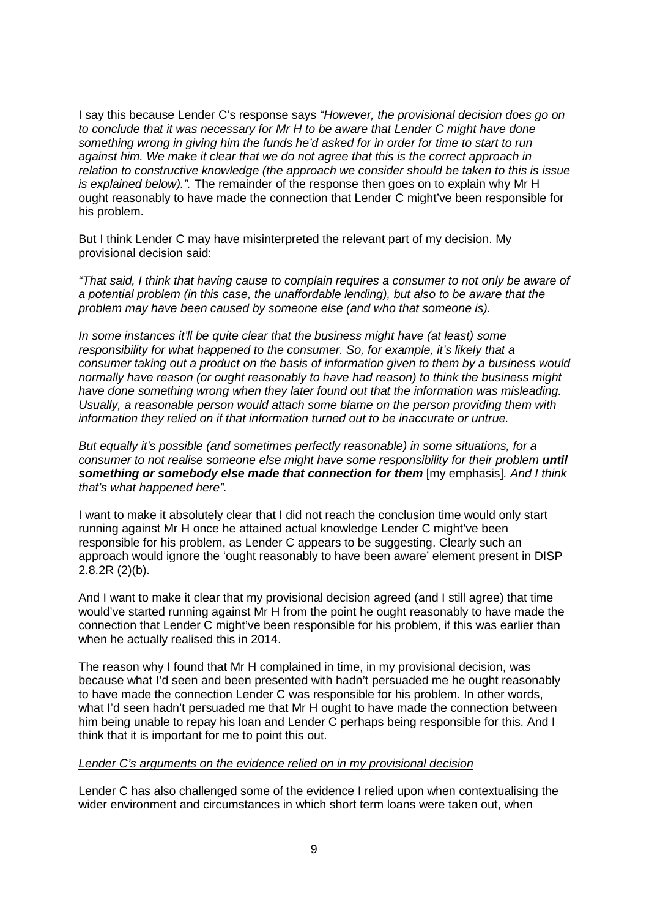I say this because Lender C's response says *"However, the provisional decision does go on to conclude that it was necessary for Mr H to be aware that Lender C might have done something wrong in giving him the funds he'd asked for in order for time to start to run against him. We make it clear that we do not agree that this is the correct approach in relation to constructive knowledge (the approach we consider should be taken to this is issue is explained below).".* The remainder of the response then goes on to explain why Mr H ought reasonably to have made the connection that Lender C might've been responsible for his problem.

But I think Lender C may have misinterpreted the relevant part of my decision. My provisional decision said:

*"That said, I think that having cause to complain requires a consumer to not only be aware of a potential problem (in this case, the unaffordable lending), but also to be aware that the problem may have been caused by someone else (and who that someone is).*

*In some instances it'll be quite clear that the business might have (at least) some responsibility for what happened to the consumer. So, for example, it's likely that a consumer taking out a product on the basis of information given to them by a business would normally have reason (or ought reasonably to have had reason) to think the business might have done something wrong when they later found out that the information was misleading. Usually, a reasonable person would attach some blame on the person providing them with information they relied on if that information turned out to be inaccurate or untrue.*

*But equally it's possible (and sometimes perfectly reasonable) in some situations, for a consumer to not realise someone else might have some responsibility for their problem* ***until something or somebody else made that connection for them*** [my emphasis]*. And I think that's what happened here".*

I want to make it absolutely clear that I did not reach the conclusion time would only start running against Mr H once he attained actual knowledge Lender C might've been responsible for his problem, as Lender C appears to be suggesting. Clearly such an approach would ignore the 'ought reasonably to have been aware' element present in DISP 2.8.2R (2)(b).

And I want to make it clear that my provisional decision agreed (and I still agree) that time would've started running against Mr H from the point he ought reasonably to have made the connection that Lender C might've been responsible for his problem, if this was earlier than when he actually realised this in 2014.

The reason why I found that Mr H complained in time, in my provisional decision, was because what I'd seen and been presented with hadn't persuaded me he ought reasonably to have made the connection Lender C was responsible for his problem. In other words, what I'd seen hadn't persuaded me that Mr H ought to have made the connection between him being unable to repay his loan and Lender C perhaps being responsible for this. And I think that it is important for me to point this out.

<u>Lender C's arguments on the evidence relied on in my provisional decision</u>

Lender C has also challenged some of the evidence I relied upon when contextualising the wider environment and circumstances in which short term loans were taken out, when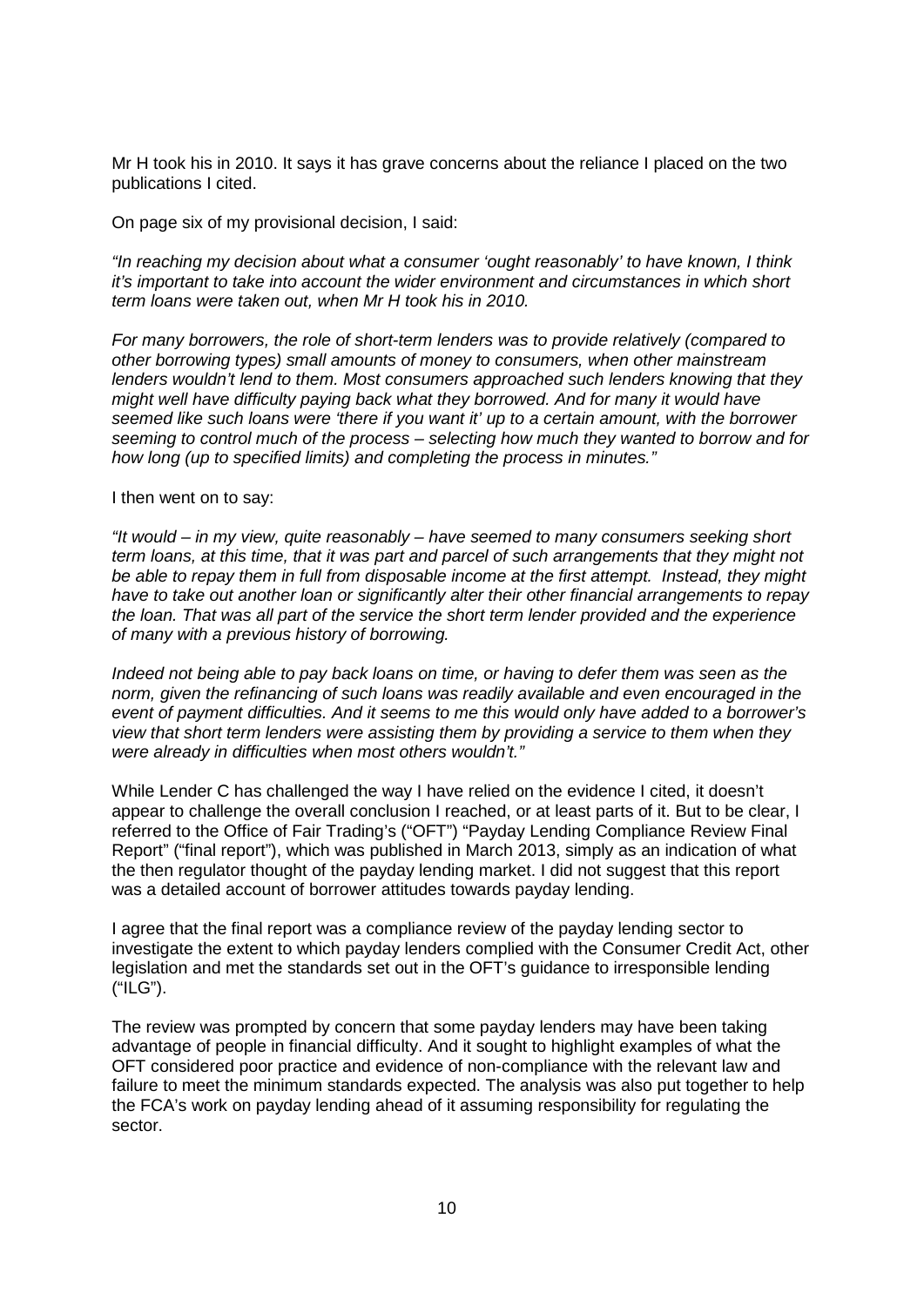Mr H took his in 2010. It says it has grave concerns about the reliance I placed on the two publications I cited.

On page six of my provisional decision, I said:

*"In reaching my decision about what a consumer 'ought reasonably' to have known, I think it's important to take into account the wider environment and circumstances in which short term loans were taken out, when Mr H took his in 2010.*

*For many borrowers, the role of short-term lenders was to provide relatively (compared to other borrowing types) small amounts of money to consumers, when other mainstream lenders wouldn't lend to them. Most consumers approached such lenders knowing that they might well have difficulty paying back what they borrowed. And for many it would have seemed like such loans were 'there if you want it' up to a certain amount, with the borrower seeming to control much of the process – selecting how much they wanted to borrow and for how long (up to specified limits) and completing the process in minutes."*

I then went on to say:

*"It would – in my view, quite reasonably – have seemed to many consumers seeking short term loans, at this time, that it was part and parcel of such arrangements that they might not be able to repay them in full from disposable income at the first attempt. Instead, they might have to take out another loan or significantly alter their other financial arrangements to repay the loan. That was all part of the service the short term lender provided and the experience of many with a previous history of borrowing.*

*Indeed not being able to pay back loans on time, or having to defer them was seen as the norm, given the refinancing of such loans was readily available and even encouraged in the event of payment difficulties. And it seems to me this would only have added to a borrower's view that short term lenders were assisting them by providing a service to them when they were already in difficulties when most others wouldn't."*

While Lender C has challenged the way I have relied on the evidence I cited, it doesn't appear to challenge the overall conclusion I reached, or at least parts of it. But to be clear, I referred to the Office of Fair Trading's ("OFT") "Payday Lending Compliance Review Final Report" ("final report"), which was published in March 2013, simply as an indication of what the then regulator thought of the payday lending market. I did not suggest that this report was a detailed account of borrower attitudes towards payday lending.

I agree that the final report was a compliance review of the payday lending sector to investigate the extent to which payday lenders complied with the Consumer Credit Act, other legislation and met the standards set out in the OFT's guidance to irresponsible lending ("ILG").

The review was prompted by concern that some payday lenders may have been taking advantage of people in financial difficulty. And it sought to highlight examples of what the OFT considered poor practice and evidence of non-compliance with the relevant law and failure to meet the minimum standards expected. The analysis was also put together to help the FCA's work on payday lending ahead of it assuming responsibility for regulating the sector.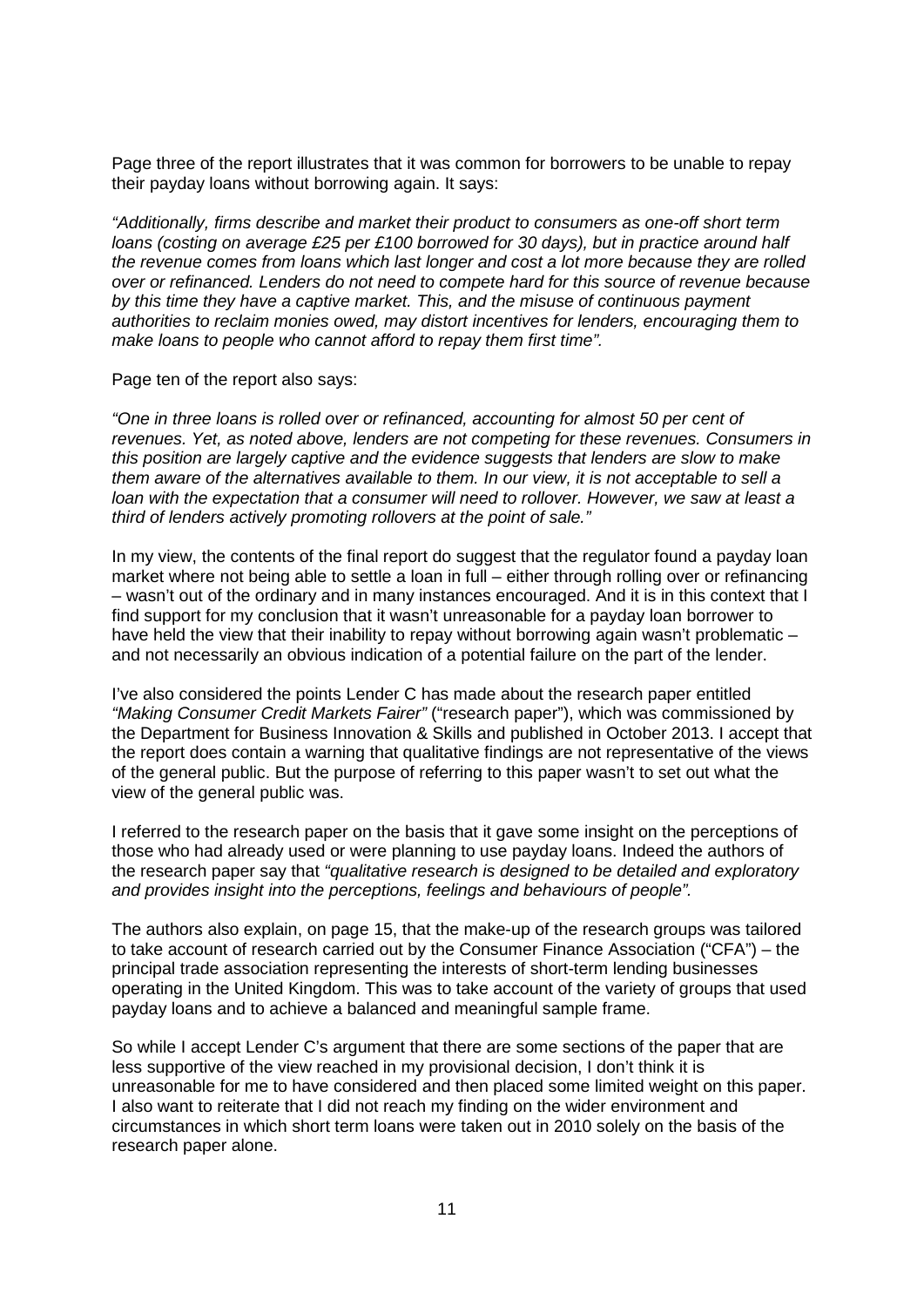Page three of the report illustrates that it was common for borrowers to be unable to repay their payday loans without borrowing again. It says:

*"Additionally, firms describe and market their product to consumers as one-off short term loans (costing on average £25 per £100 borrowed for 30 days), but in practice around half the revenue comes from loans which last longer and cost a lot more because they are rolled over or refinanced. Lenders do not need to compete hard for this source of revenue because by this time they have a captive market. This, and the misuse of continuous payment authorities to reclaim monies owed, may distort incentives for lenders, encouraging them to make loans to people who cannot afford to repay them first time".*

Page ten of the report also says:

*"One in three loans is rolled over or refinanced, accounting for almost 50 per cent of revenues. Yet, as noted above, lenders are not competing for these revenues. Consumers in this position are largely captive and the evidence suggests that lenders are slow to make them aware of the alternatives available to them. In our view, it is not acceptable to sell a loan with the expectation that a consumer will need to rollover. However, we saw at least a third of lenders actively promoting rollovers at the point of sale."*

In my view, the contents of the final report do suggest that the regulator found a payday loan market where not being able to settle a loan in full – either through rolling over or refinancing – wasn't out of the ordinary and in many instances encouraged. And it is in this context that I find support for my conclusion that it wasn't unreasonable for a payday loan borrower to have held the view that their inability to repay without borrowing again wasn't problematic – and not necessarily an obvious indication of a potential failure on the part of the lender.

I've also considered the points Lender C has made about the research paper entitled *"Making Consumer Credit Markets Fairer"* ("research paper"), which was commissioned by the Department for Business Innovation & Skills and published in October 2013. I accept that the report does contain a warning that qualitative findings are not representative of the views of the general public. But the purpose of referring to this paper wasn't to set out what the view of the general public was.

I referred to the research paper on the basis that it gave some insight on the perceptions of those who had already used or were planning to use payday loans. Indeed the authors of the research paper say that *"qualitative research is designed to be detailed and exploratory and provides insight into the perceptions, feelings and behaviours of people".*

The authors also explain, on page 15, that the make-up of the research groups was tailored to take account of research carried out by the Consumer Finance Association ("CFA") – the principal trade association representing the interests of short-term lending businesses operating in the United Kingdom. This was to take account of the variety of groups that used payday loans and to achieve a balanced and meaningful sample frame.

So while I accept Lender C's argument that there are some sections of the paper that are less supportive of the view reached in my provisional decision, I don't think it is unreasonable for me to have considered and then placed some limited weight on this paper. I also want to reiterate that I did not reach my finding on the wider environment and circumstances in which short term loans were taken out in 2010 solely on the basis of the research paper alone.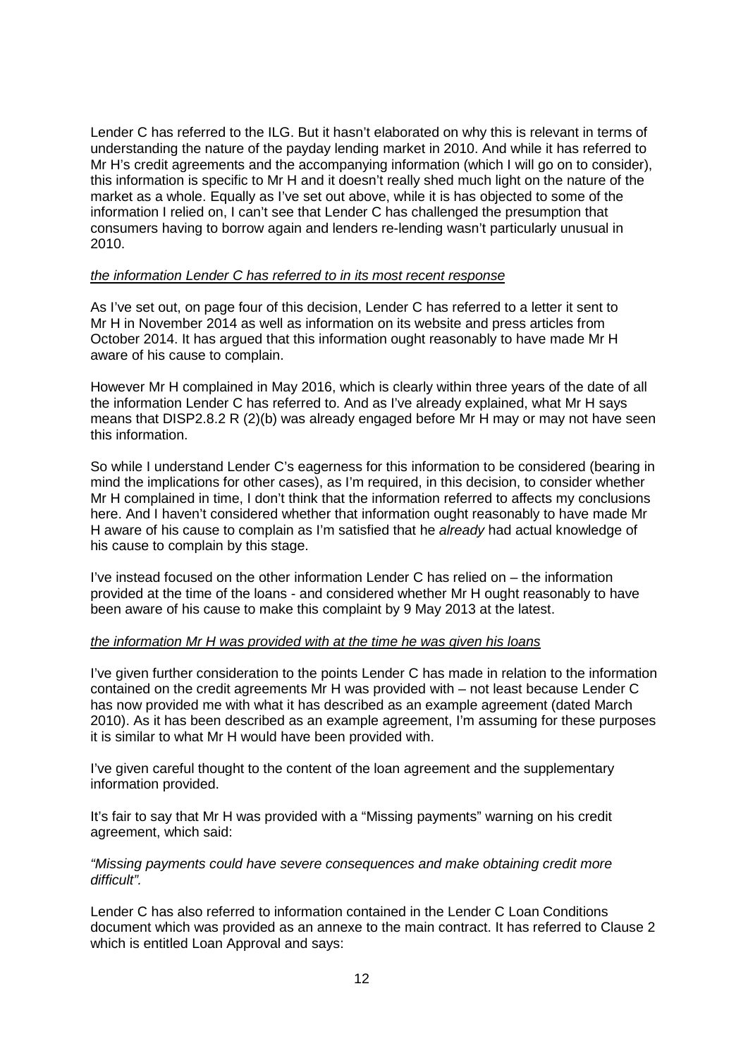Lender C has referred to the ILG. But it hasn't elaborated on why this is relevant in terms of understanding the nature of the payday lending market in 2010. And while it has referred to Mr H's credit agreements and the accompanying information (which I will go on to consider), this information is specific to Mr H and it doesn't really shed much light on the nature of the market as a whole. Equally as I've set out above, while it is has objected to some of the information I relied on, I can't see that Lender C has challenged the presumption that consumers having to borrow again and lenders re-lending wasn't particularly unusual in 2010.

*the information Lender C has referred to in its most recent response*

As I've set out, on page four of this decision, Lender C has referred to a letter it sent to Mr H in November 2014 as well as information on its website and press articles from October 2014. It has argued that this information ought reasonably to have made Mr H aware of his cause to complain.

However Mr H complained in May 2016, which is clearly within three years of the date of all the information Lender C has referred to. And as I've already explained, what Mr H says means that DISP2.8.2 R (2)(b) was already engaged before Mr H may or may not have seen this information.

So while I understand Lender C's eagerness for this information to be considered (bearing in mind the implications for other cases), as I'm required, in this decision, to consider whether Mr H complained in time, I don't think that the information referred to affects my conclusions here. And I haven't considered whether that information ought reasonably to have made Mr H aware of his cause to complain as I'm satisfied that he *already* had actual knowledge of his cause to complain by this stage.

I've instead focused on the other information Lender C has relied on – the information provided at the time of the loans - and considered whether Mr H ought reasonably to have been aware of his cause to make this complaint by 9 May 2013 at the latest.

*the information Mr H was provided with at the time he was given his loans*

I've given further consideration to the points Lender C has made in relation to the information contained on the credit agreements Mr H was provided with – not least because Lender C has now provided me with what it has described as an example agreement (dated March 2010). As it has been described as an example agreement, I'm assuming for these purposes it is similar to what Mr H would have been provided with.

I've given careful thought to the content of the loan agreement and the supplementary information provided.

It's fair to say that Mr H was provided with a "Missing payments" warning on his credit agreement, which said:

*"Missing payments could have severe consequences and make obtaining credit more difficult".*

Lender C has also referred to information contained in the Lender C Loan Conditions document which was provided as an annexe to the main contract. It has referred to Clause 2 which is entitled Loan Approval and says: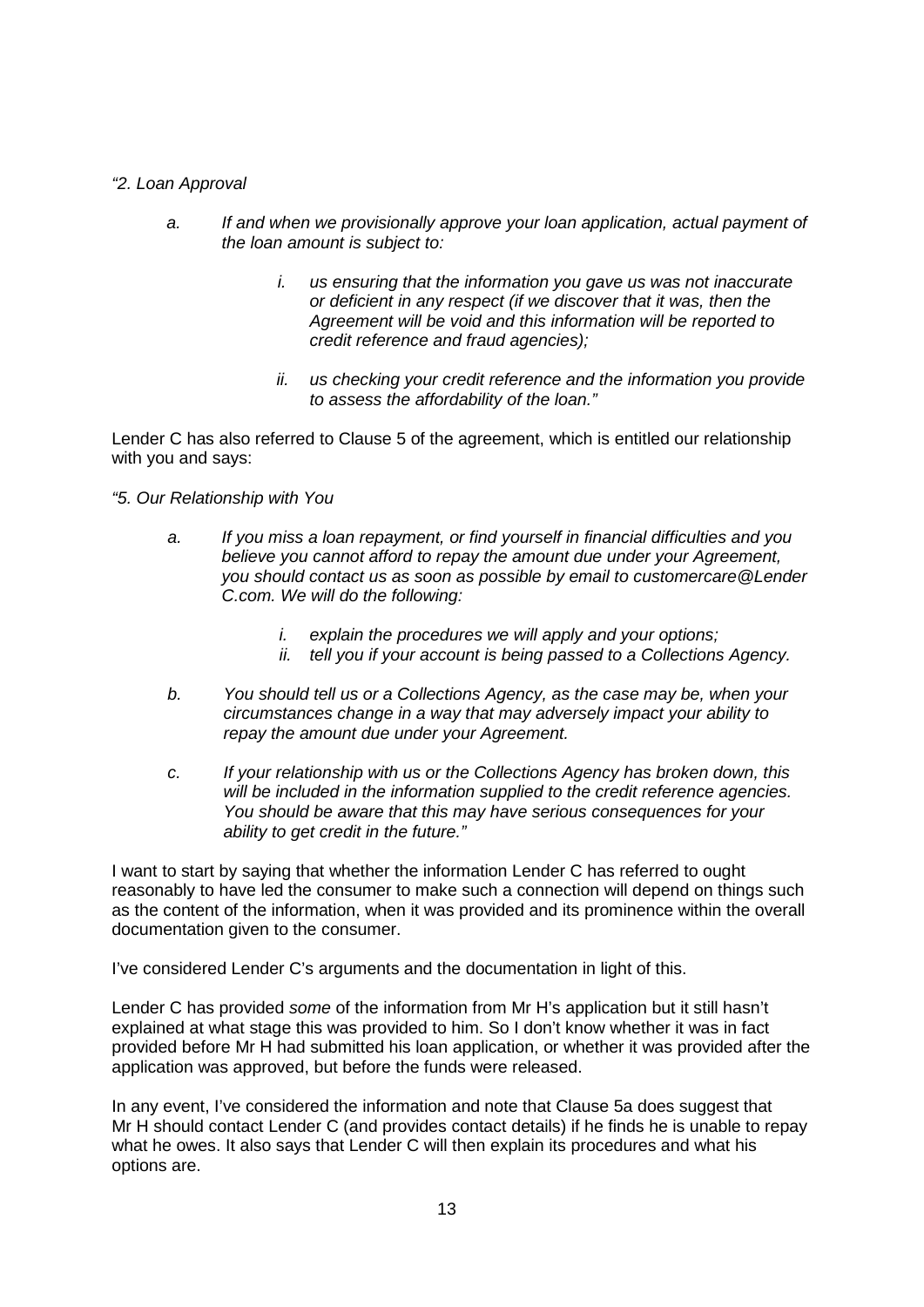*"2. Loan Approval*

> *a. If and when we provisionally approve your loan application, actual payment of the loan amount is subject to:*
>
> > *i. us ensuring that the information you gave us was not inaccurate or deficient in any respect (if we discover that it was, then the Agreement will be void and this information will be reported to credit reference and fraud agencies);*
> >
> > *ii. us checking your credit reference and the information you provide to assess the affordability of the loan."*

Lender C has also referred to Clause 5 of the agreement, which is entitled our relationship with you and says:

*"5. Our Relationship with You*

> *a. If you miss a loan repayment, or find yourself in financial difficulties and you believe you cannot afford to repay the amount due under your Agreement, you should contact us as soon as possible by email to customercare@Lender C.com. We will do the following:*
>
> > *i. explain the procedures we will apply and your options;*
> > *ii. tell you if your account is being passed to a Collections Agency.*
>
> *b. You should tell us or a Collections Agency, as the case may be, when your circumstances change in a way that may adversely impact your ability to repay the amount due under your Agreement.*
>
> *c. If your relationship with us or the Collections Agency has broken down, this will be included in the information supplied to the credit reference agencies. You should be aware that this may have serious consequences for your ability to get credit in the future."*

I want to start by saying that whether the information Lender C has referred to ought reasonably to have led the consumer to make such a connection will depend on things such as the content of the information, when it was provided and its prominence within the overall documentation given to the consumer.

I've considered Lender C's arguments and the documentation in light of this.

Lender C has provided *some* of the information from Mr H's application but it still hasn't explained at what stage this was provided to him. So I don't know whether it was in fact provided before Mr H had submitted his loan application, or whether it was provided after the application was approved, but before the funds were released.

In any event, I've considered the information and note that Clause 5a does suggest that Mr H should contact Lender C (and provides contact details) if he finds he is unable to repay what he owes. It also says that Lender C will then explain its procedures and what his options are.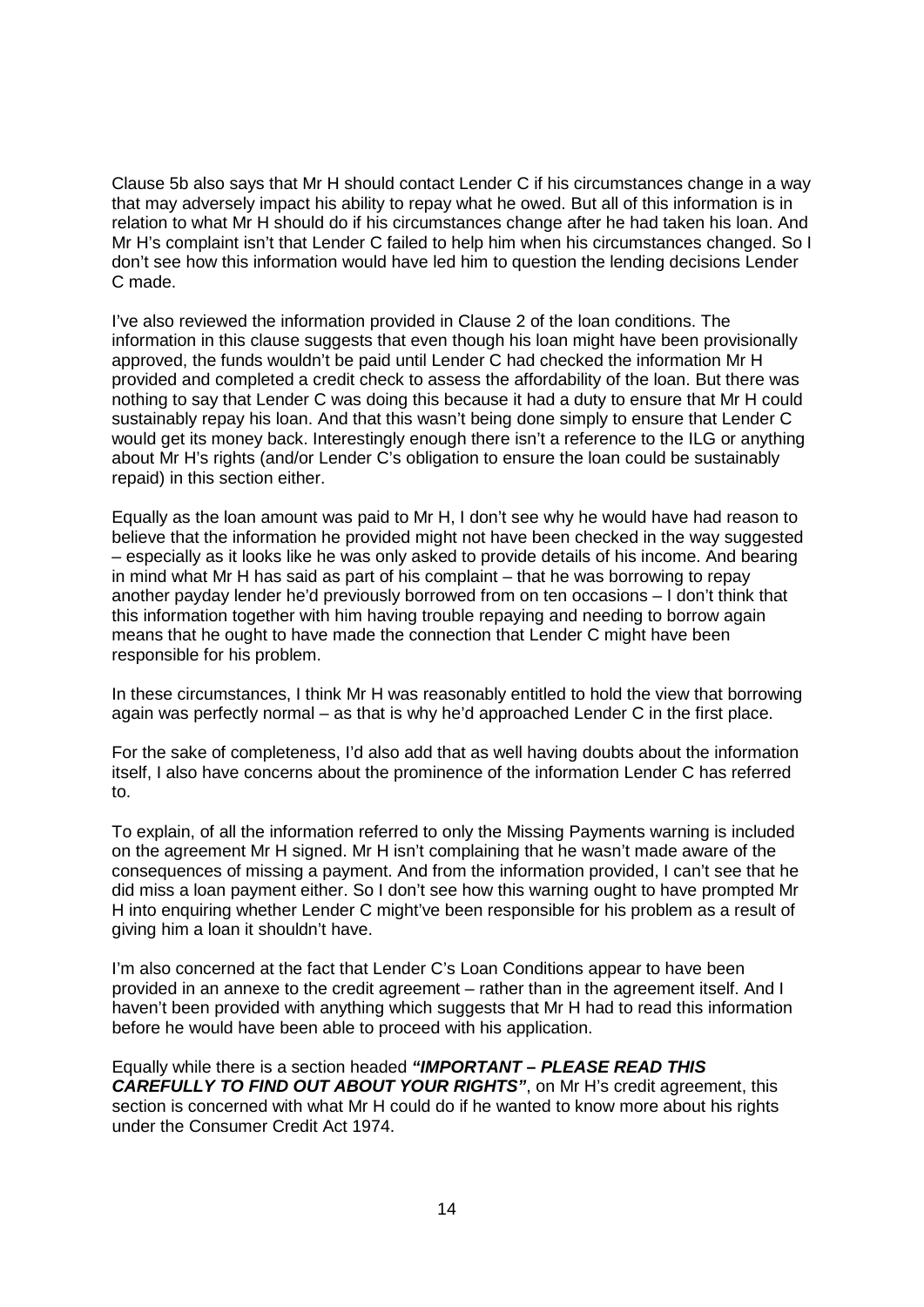Clause 5b also says that Mr H should contact Lender C if his circumstances change in a way that may adversely impact his ability to repay what he owed. But all of this information is in relation to what Mr H should do if his circumstances change after he had taken his loan. And Mr H's complaint isn't that Lender C failed to help him when his circumstances changed. So I don't see how this information would have led him to question the lending decisions Lender C made.

I've also reviewed the information provided in Clause 2 of the loan conditions. The information in this clause suggests that even though his loan might have been provisionally approved, the funds wouldn't be paid until Lender C had checked the information Mr H provided and completed a credit check to assess the affordability of the loan. But there was nothing to say that Lender C was doing this because it had a duty to ensure that Mr H could sustainably repay his loan. And that this wasn't being done simply to ensure that Lender C would get its money back. Interestingly enough there isn't a reference to the ILG or anything about Mr H's rights (and/or Lender C's obligation to ensure the loan could be sustainably repaid) in this section either.

Equally as the loan amount was paid to Mr H, I don't see why he would have had reason to believe that the information he provided might not have been checked in the way suggested – especially as it looks like he was only asked to provide details of his income. And bearing in mind what Mr H has said as part of his complaint – that he was borrowing to repay another payday lender he'd previously borrowed from on ten occasions – I don't think that this information together with him having trouble repaying and needing to borrow again means that he ought to have made the connection that Lender C might have been responsible for his problem.

In these circumstances, I think Mr H was reasonably entitled to hold the view that borrowing again was perfectly normal – as that is why he'd approached Lender C in the first place.

For the sake of completeness, I'd also add that as well having doubts about the information itself, I also have concerns about the prominence of the information Lender C has referred to.

To explain, of all the information referred to only the Missing Payments warning is included on the agreement Mr H signed. Mr H isn't complaining that he wasn't made aware of the consequences of missing a payment. And from the information provided, I can't see that he did miss a loan payment either. So I don't see how this warning ought to have prompted Mr H into enquiring whether Lender C might've been responsible for his problem as a result of giving him a loan it shouldn't have.

I'm also concerned at the fact that Lender C's Loan Conditions appear to have been provided in an annexe to the credit agreement – rather than in the agreement itself. And I haven't been provided with anything which suggests that Mr H had to read this information before he would have been able to proceed with his application.

Equally while there is a section headed ***"IMPORTANT – PLEASE READ THIS CAREFULLY TO FIND OUT ABOUT YOUR RIGHTS"***, on Mr H's credit agreement, this section is concerned with what Mr H could do if he wanted to know more about his rights under the Consumer Credit Act 1974.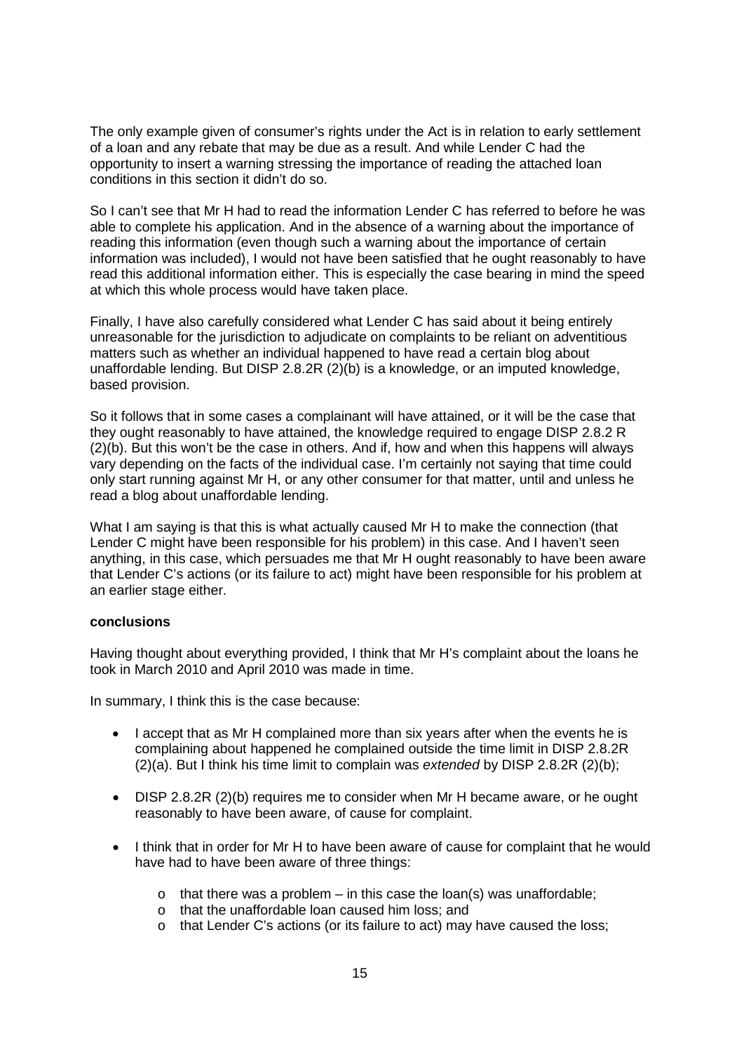The only example given of consumer's rights under the Act is in relation to early settlement of a loan and any rebate that may be due as a result. And while Lender C had the opportunity to insert a warning stressing the importance of reading the attached loan conditions in this section it didn't do so.

So I can't see that Mr H had to read the information Lender C has referred to before he was able to complete his application. And in the absence of a warning about the importance of reading this information (even though such a warning about the importance of certain information was included), I would not have been satisfied that he ought reasonably to have read this additional information either. This is especially the case bearing in mind the speed at which this whole process would have taken place.

Finally, I have also carefully considered what Lender C has said about it being entirely unreasonable for the jurisdiction to adjudicate on complaints to be reliant on adventitious matters such as whether an individual happened to have read a certain blog about unaffordable lending. But DISP 2.8.2R (2)(b) is a knowledge, or an imputed knowledge, based provision.

So it follows that in some cases a complainant will have attained, or it will be the case that they ought reasonably to have attained, the knowledge required to engage DISP 2.8.2 R (2)(b). But this won't be the case in others. And if, how and when this happens will always vary depending on the facts of the individual case. I'm certainly not saying that time could only start running against Mr H, or any other consumer for that matter, until and unless he read a blog about unaffordable lending.

What I am saying is that this is what actually caused Mr H to make the connection (that Lender C might have been responsible for his problem) in this case. And I haven't seen anything, in this case, which persuades me that Mr H ought reasonably to have been aware that Lender C's actions (or its failure to act) might have been responsible for his problem at an earlier stage either.

**conclusions**

Having thought about everything provided, I think that Mr H's complaint about the loans he took in March 2010 and April 2010 was made in time.

In summary, I think this is the case because:

- I accept that as Mr H complained more than six years after when the events he is complaining about happened he complained outside the time limit in DISP 2.8.2R (2)(a). But I think his time limit to complain was *extended* by DISP 2.8.2R (2)(b);
- DISP 2.8.2R (2)(b) requires me to consider when Mr H became aware, or he ought reasonably to have been aware, of cause for complaint.
- I think that in order for Mr H to have been aware of cause for complaint that he would have had to have been aware of three things:
  - that there was a problem – in this case the loan(s) was unaffordable;
  - that the unaffordable loan caused him loss; and
  - that Lender C's actions (or its failure to act) may have caused the loss;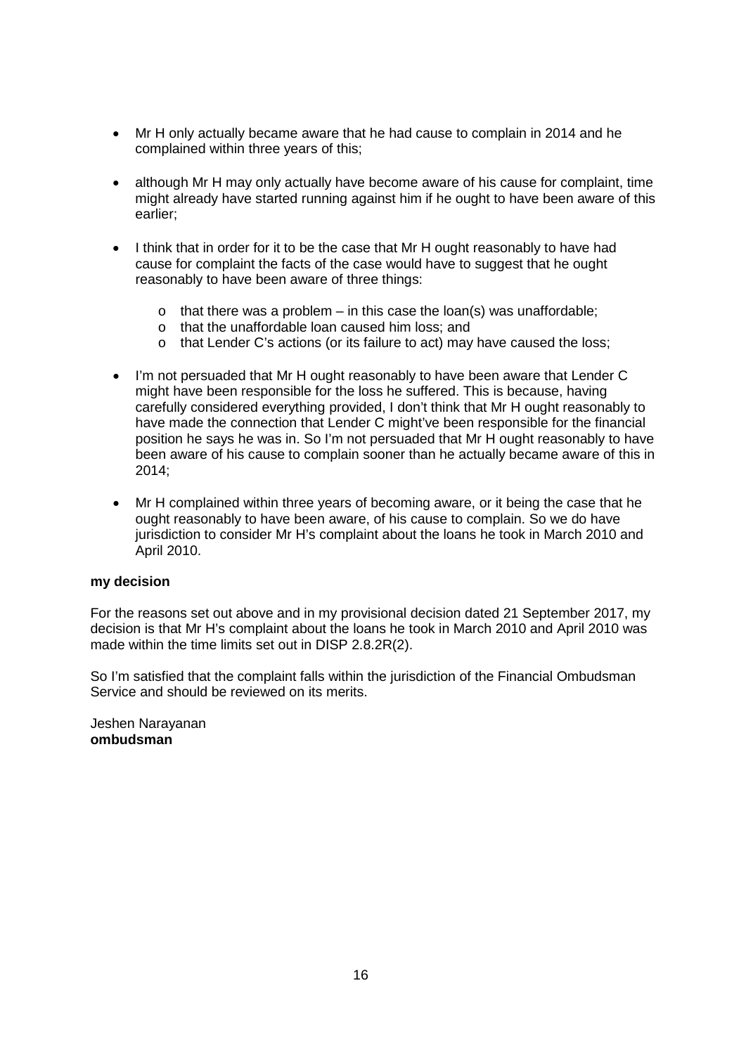- Mr H only actually became aware that he had cause to complain in 2014 and he complained within three years of this;

- although Mr H may only actually have become aware of his cause for complaint, time might already have started running against him if he ought to have been aware of this earlier;

- I think that in order for it to be the case that Mr H ought reasonably to have had cause for complaint the facts of the case would have to suggest that he ought reasonably to have been aware of three things:

    - that there was a problem – in this case the loan(s) was unaffordable;
    - that the unaffordable loan caused him loss; and
    - that Lender C's actions (or its failure to act) may have caused the loss;

- I'm not persuaded that Mr H ought reasonably to have been aware that Lender C might have been responsible for the loss he suffered. This is because, having carefully considered everything provided, I don't think that Mr H ought reasonably to have made the connection that Lender C might've been responsible for the financial position he says he was in. So I'm not persuaded that Mr H ought reasonably to have been aware of his cause to complain sooner than he actually became aware of this in 2014;

- Mr H complained within three years of becoming aware, or it being the case that he ought reasonably to have been aware, of his cause to complain. So we do have jurisdiction to consider Mr H's complaint about the loans he took in March 2010 and April 2010.

**my decision**

For the reasons set out above and in my provisional decision dated 21 September 2017, my decision is that Mr H's complaint about the loans he took in March 2010 and April 2010 was made within the time limits set out in DISP 2.8.2R(2).

So I'm satisfied that the complaint falls within the jurisdiction of the Financial Ombudsman Service and should be reviewed on its merits.

Jeshen Narayanan
**ombudsman**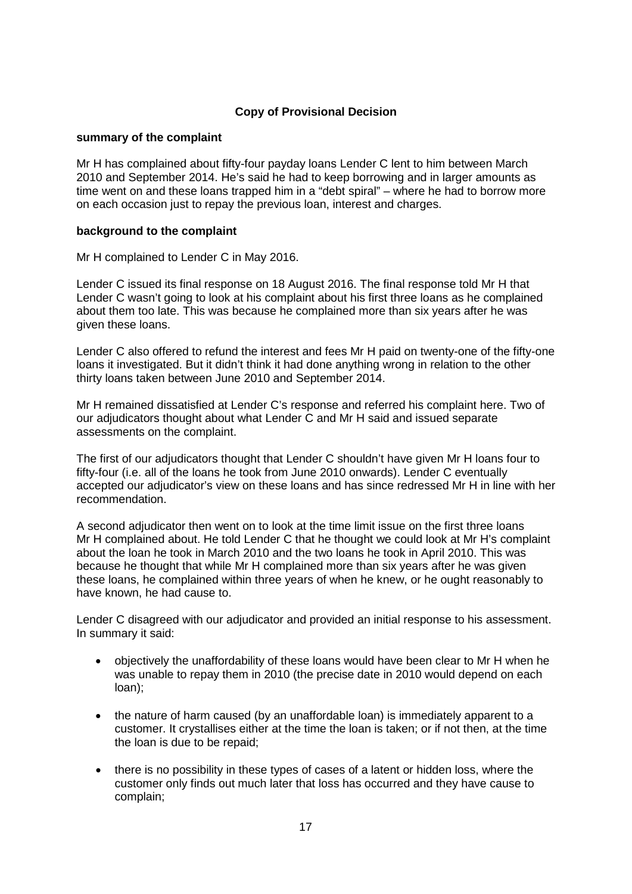**Copy of Provisional Decision**

**summary of the complaint**

Mr H has complained about fifty-four payday loans Lender C lent to him between March 2010 and September 2014. He's said he had to keep borrowing and in larger amounts as time went on and these loans trapped him in a "debt spiral" – where he had to borrow more on each occasion just to repay the previous loan, interest and charges.

**background to the complaint**

Mr H complained to Lender C in May 2016.

Lender C issued its final response on 18 August 2016. The final response told Mr H that Lender C wasn't going to look at his complaint about his first three loans as he complained about them too late. This was because he complained more than six years after he was given these loans.

Lender C also offered to refund the interest and fees Mr H paid on twenty-one of the fifty-one loans it investigated. But it didn't think it had done anything wrong in relation to the other thirty loans taken between June 2010 and September 2014.

Mr H remained dissatisfied at Lender C's response and referred his complaint here. Two of our adjudicators thought about what Lender C and Mr H said and issued separate assessments on the complaint.

The first of our adjudicators thought that Lender C shouldn't have given Mr H loans four to fifty-four (i.e. all of the loans he took from June 2010 onwards). Lender C eventually accepted our adjudicator's view on these loans and has since redressed Mr H in line with her recommendation.

A second adjudicator then went on to look at the time limit issue on the first three loans Mr H complained about. He told Lender C that he thought we could look at Mr H's complaint about the loan he took in March 2010 and the two loans he took in April 2010. This was because he thought that while Mr H complained more than six years after he was given these loans, he complained within three years of when he knew, or he ought reasonably to have known, he had cause to.

Lender C disagreed with our adjudicator and provided an initial response to his assessment. In summary it said:

- objectively the unaffordability of these loans would have been clear to Mr H when he was unable to repay them in 2010 (the precise date in 2010 would depend on each loan);
- the nature of harm caused (by an unaffordable loan) is immediately apparent to a customer. It crystallises either at the time the loan is taken; or if not then, at the time the loan is due to be repaid;
- there is no possibility in these types of cases of a latent or hidden loss, where the customer only finds out much later that loss has occurred and they have cause to complain;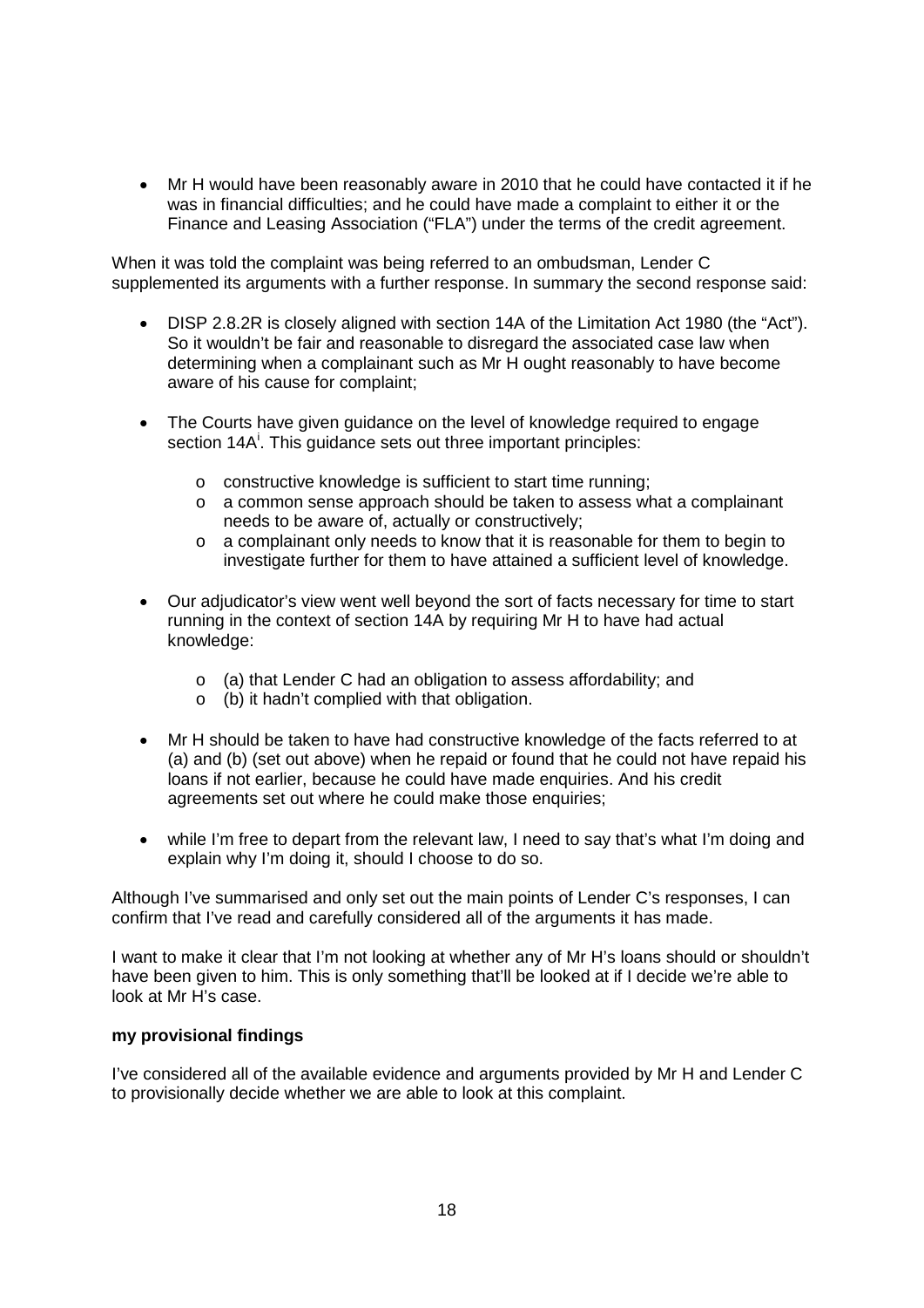- Mr H would have been reasonably aware in 2010 that he could have contacted it if he was in financial difficulties; and he could have made a complaint to either it or the Finance and Leasing Association ("FLA") under the terms of the credit agreement.

When it was told the complaint was being referred to an ombudsman, Lender C supplemented its arguments with a further response. In summary the second response said:

- DISP 2.8.2R is closely aligned with section 14A of the Limitation Act 1980 (the "Act"). So it wouldn't be fair and reasonable to disregard the associated case law when determining when a complainant such as Mr H ought reasonably to have become aware of his cause for complaint;

- The Courts have given guidance on the level of knowledge required to engage section 14A[i]. This guidance sets out three important principles:

  - constructive knowledge is sufficient to start time running;
  - a common sense approach should be taken to assess what a complainant needs to be aware of, actually or constructively;
  - a complainant only needs to know that it is reasonable for them to begin to investigate further for them to have attained a sufficient level of knowledge.

- Our adjudicator's view went well beyond the sort of facts necessary for time to start running in the context of section 14A by requiring Mr H to have had actual knowledge:

  - (a) that Lender C had an obligation to assess affordability; and
  - (b) it hadn't complied with that obligation.

- Mr H should be taken to have had constructive knowledge of the facts referred to at (a) and (b) (set out above) when he repaid or found that he could not have repaid his loans if not earlier, because he could have made enquiries. And his credit agreements set out where he could make those enquiries;

- while I'm free to depart from the relevant law, I need to say that's what I'm doing and explain why I'm doing it, should I choose to do so.

Although I've summarised and only set out the main points of Lender C's responses, I can confirm that I've read and carefully considered all of the arguments it has made.

I want to make it clear that I'm not looking at whether any of Mr H's loans should or shouldn't have been given to him. This is only something that'll be looked at if I decide we're able to look at Mr H's case.

**my provisional findings**

I've considered all of the available evidence and arguments provided by Mr H and Lender C to provisionally decide whether we are able to look at this complaint.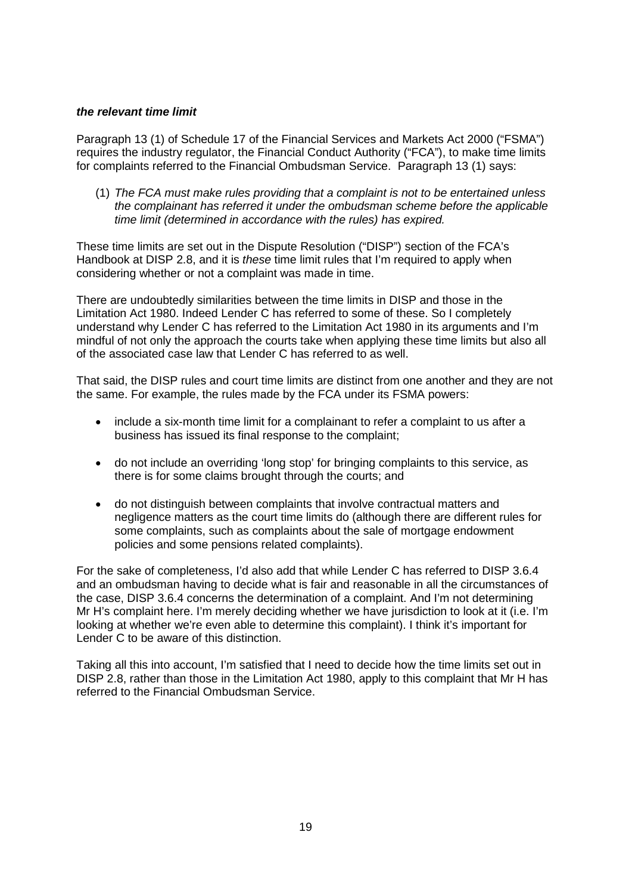***the relevant time limit***

Paragraph 13 (1) of Schedule 17 of the Financial Services and Markets Act 2000 ("FSMA") requires the industry regulator, the Financial Conduct Authority ("FCA"), to make time limits for complaints referred to the Financial Ombudsman Service. Paragraph 13 (1) says:

(1) *The FCA must make rules providing that a complaint is not to be entertained unless the complainant has referred it under the ombudsman scheme before the applicable time limit (determined in accordance with the rules) has expired.*

These time limits are set out in the Dispute Resolution ("DISP") section of the FCA's Handbook at DISP 2.8, and it is *these* time limit rules that I'm required to apply when considering whether or not a complaint was made in time.

There are undoubtedly similarities between the time limits in DISP and those in the Limitation Act 1980. Indeed Lender C has referred to some of these. So I completely understand why Lender C has referred to the Limitation Act 1980 in its arguments and I'm mindful of not only the approach the courts take when applying these time limits but also all of the associated case law that Lender C has referred to as well.

That said, the DISP rules and court time limits are distinct from one another and they are not the same. For example, the rules made by the FCA under its FSMA powers:

- include a six-month time limit for a complainant to refer a complaint to us after a business has issued its final response to the complaint;
- do not include an overriding 'long stop' for bringing complaints to this service, as there is for some claims brought through the courts; and
- do not distinguish between complaints that involve contractual matters and negligence matters as the court time limits do (although there are different rules for some complaints, such as complaints about the sale of mortgage endowment policies and some pensions related complaints).

For the sake of completeness, I'd also add that while Lender C has referred to DISP 3.6.4 and an ombudsman having to decide what is fair and reasonable in all the circumstances of the case, DISP 3.6.4 concerns the determination of a complaint. And I'm not determining Mr H's complaint here. I'm merely deciding whether we have jurisdiction to look at it (i.e. I'm looking at whether we're even able to determine this complaint). I think it's important for Lender C to be aware of this distinction.

Taking all this into account, I'm satisfied that I need to decide how the time limits set out in DISP 2.8, rather than those in the Limitation Act 1980, apply to this complaint that Mr H has referred to the Financial Ombudsman Service.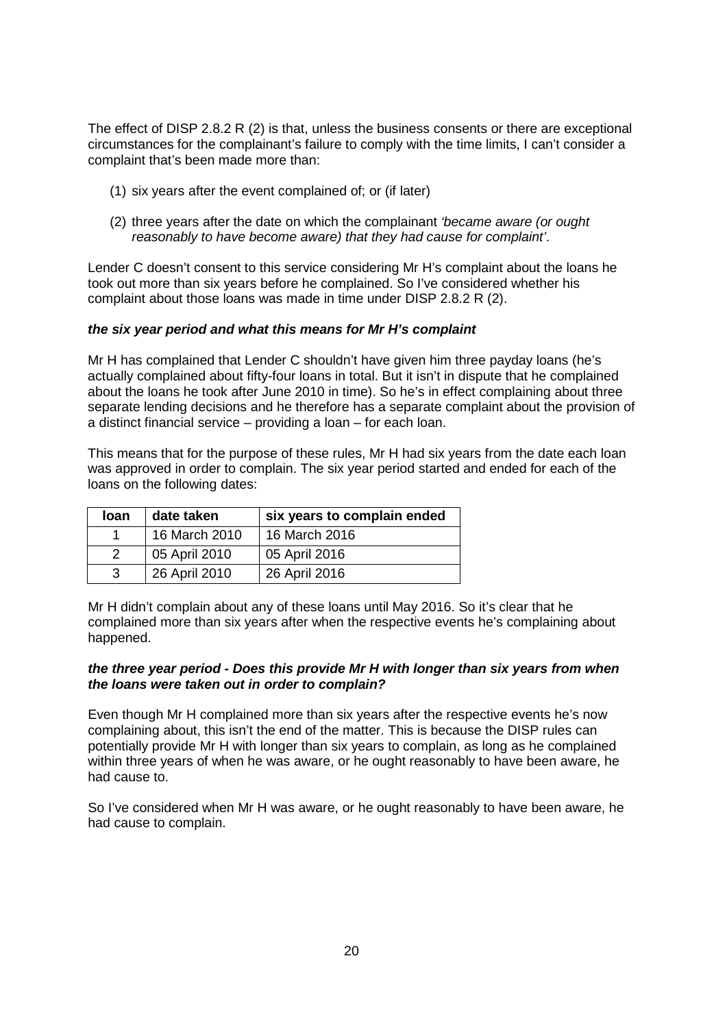The effect of DISP 2.8.2 R (2) is that, unless the business consents or there are exceptional circumstances for the complainant's failure to comply with the time limits, I can't consider a complaint that's been made more than:

(1) six years after the event complained of; or (if later)

(2) three years after the date on which the complainant *'became aware (or ought reasonably to have become aware) that they had cause for complaint'*.

Lender C doesn't consent to this service considering Mr H's complaint about the loans he took out more than six years before he complained. So I've considered whether his complaint about those loans was made in time under DISP 2.8.2 R (2).

***the six year period and what this means for Mr H's complaint***

Mr H has complained that Lender C shouldn't have given him three payday loans (he's actually complained about fifty-four loans in total. But it isn't in dispute that he complained about the loans he took after June 2010 in time). So he's in effect complaining about three separate lending decisions and he therefore has a separate complaint about the provision of a distinct financial service – providing a loan – for each loan.

This means that for the purpose of these rules, Mr H had six years from the date each loan was approved in order to complain. The six year period started and ended for each of the loans on the following dates:

| loan | date taken | six years to complain ended |
|---|---|---|
| 1 | 16 March 2010 | 16 March 2016 |
| 2 | 05 April 2010 | 05 April 2016 |
| 3 | 26 April 2010 | 26 April 2016 |

Mr H didn't complain about any of these loans until May 2016. So it's clear that he complained more than six years after when the respective events he's complaining about happened.

***the three year period - Does this provide Mr H with longer than six years from when the loans were taken out in order to complain?***

Even though Mr H complained more than six years after the respective events he's now complaining about, this isn't the end of the matter. This is because the DISP rules can potentially provide Mr H with longer than six years to complain, as long as he complained within three years of when he was aware, or he ought reasonably to have been aware, he had cause to.

So I've considered when Mr H was aware, or he ought reasonably to have been aware, he had cause to complain.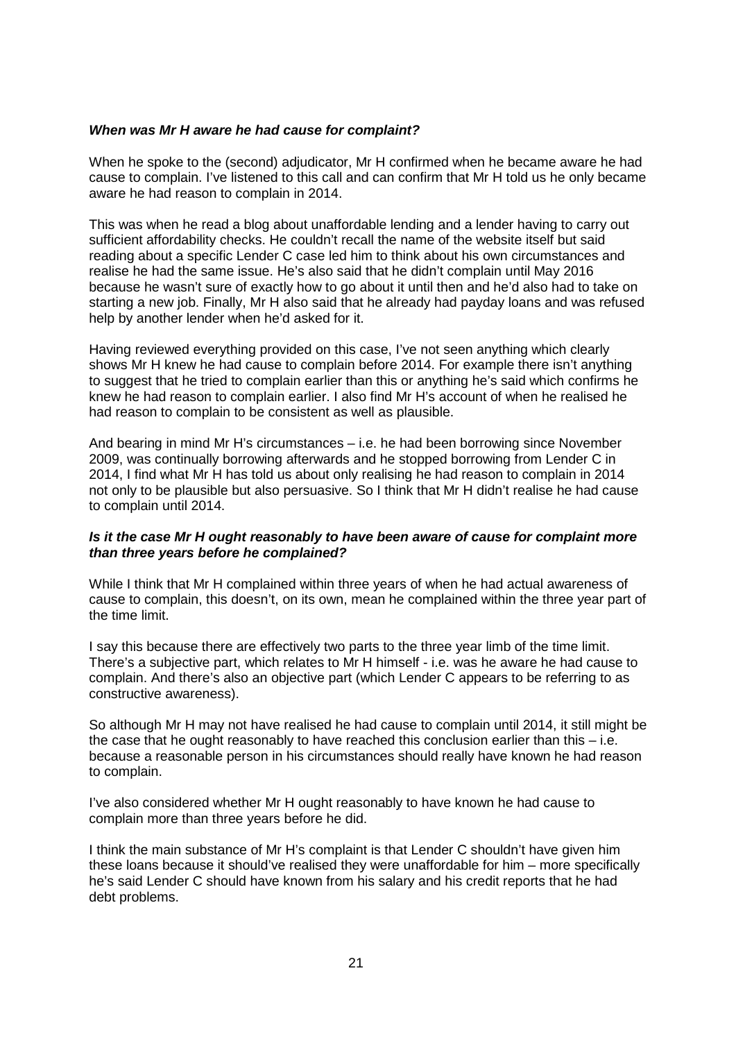***When was Mr H aware he had cause for complaint?***

When he spoke to the (second) adjudicator, Mr H confirmed when he became aware he had cause to complain. I've listened to this call and can confirm that Mr H told us he only became aware he had reason to complain in 2014.

This was when he read a blog about unaffordable lending and a lender having to carry out sufficient affordability checks. He couldn't recall the name of the website itself but said reading about a specific Lender C case led him to think about his own circumstances and realise he had the same issue. He's also said that he didn't complain until May 2016 because he wasn't sure of exactly how to go about it until then and he'd also had to take on starting a new job. Finally, Mr H also said that he already had payday loans and was refused help by another lender when he'd asked for it.

Having reviewed everything provided on this case, I've not seen anything which clearly shows Mr H knew he had cause to complain before 2014. For example there isn't anything to suggest that he tried to complain earlier than this or anything he's said which confirms he knew he had reason to complain earlier. I also find Mr H's account of when he realised he had reason to complain to be consistent as well as plausible.

And bearing in mind Mr H's circumstances – i.e. he had been borrowing since November 2009, was continually borrowing afterwards and he stopped borrowing from Lender C in 2014, I find what Mr H has told us about only realising he had reason to complain in 2014 not only to be plausible but also persuasive. So I think that Mr H didn't realise he had cause to complain until 2014.

***Is it the case Mr H ought reasonably to have been aware of cause for complaint more than three years before he complained?***

While I think that Mr H complained within three years of when he had actual awareness of cause to complain, this doesn't, on its own, mean he complained within the three year part of the time limit.

I say this because there are effectively two parts to the three year limb of the time limit. There's a subjective part, which relates to Mr H himself - i.e. was he aware he had cause to complain. And there's also an objective part (which Lender C appears to be referring to as constructive awareness).

So although Mr H may not have realised he had cause to complain until 2014, it still might be the case that he ought reasonably to have reached this conclusion earlier than this – i.e. because a reasonable person in his circumstances should really have known he had reason to complain.

I've also considered whether Mr H ought reasonably to have known he had cause to complain more than three years before he did.

I think the main substance of Mr H's complaint is that Lender C shouldn't have given him these loans because it should've realised they were unaffordable for him – more specifically he's said Lender C should have known from his salary and his credit reports that he had debt problems.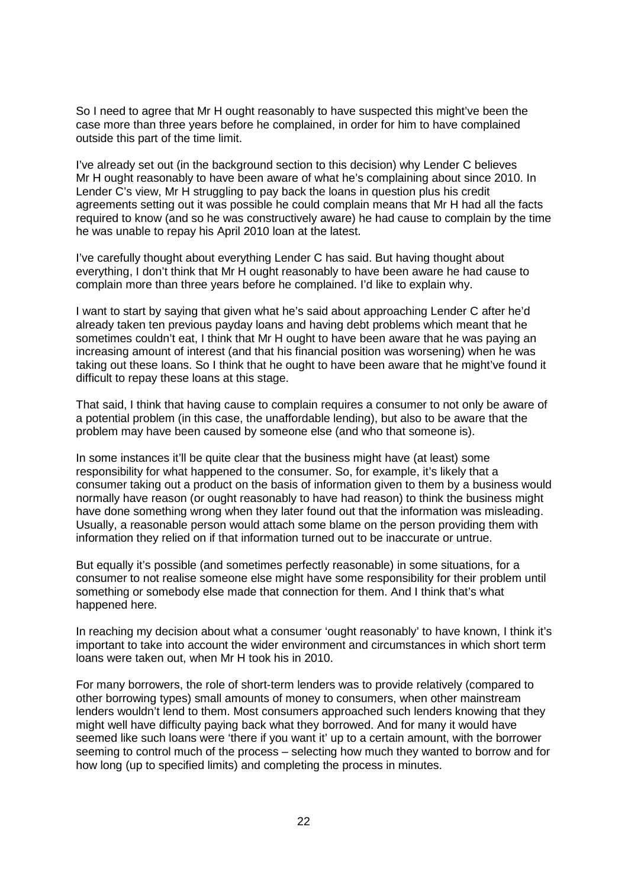So I need to agree that Mr H ought reasonably to have suspected this might've been the case more than three years before he complained, in order for him to have complained outside this part of the time limit.

I've already set out (in the background section to this decision) why Lender C believes Mr H ought reasonably to have been aware of what he's complaining about since 2010. In Lender C's view, Mr H struggling to pay back the loans in question plus his credit agreements setting out it was possible he could complain means that Mr H had all the facts required to know (and so he was constructively aware) he had cause to complain by the time he was unable to repay his April 2010 loan at the latest.

I've carefully thought about everything Lender C has said. But having thought about everything, I don't think that Mr H ought reasonably to have been aware he had cause to complain more than three years before he complained. I'd like to explain why.

I want to start by saying that given what he's said about approaching Lender C after he'd already taken ten previous payday loans and having debt problems which meant that he sometimes couldn't eat, I think that Mr H ought to have been aware that he was paying an increasing amount of interest (and that his financial position was worsening) when he was taking out these loans. So I think that he ought to have been aware that he might've found it difficult to repay these loans at this stage.

That said, I think that having cause to complain requires a consumer to not only be aware of a potential problem (in this case, the unaffordable lending), but also to be aware that the problem may have been caused by someone else (and who that someone is).

In some instances it'll be quite clear that the business might have (at least) some responsibility for what happened to the consumer. So, for example, it's likely that a consumer taking out a product on the basis of information given to them by a business would normally have reason (or ought reasonably to have had reason) to think the business might have done something wrong when they later found out that the information was misleading. Usually, a reasonable person would attach some blame on the person providing them with information they relied on if that information turned out to be inaccurate or untrue.

But equally it's possible (and sometimes perfectly reasonable) in some situations, for a consumer to not realise someone else might have some responsibility for their problem until something or somebody else made that connection for them. And I think that's what happened here.

In reaching my decision about what a consumer 'ought reasonably' to have known, I think it's important to take into account the wider environment and circumstances in which short term loans were taken out, when Mr H took his in 2010.

For many borrowers, the role of short-term lenders was to provide relatively (compared to other borrowing types) small amounts of money to consumers, when other mainstream lenders wouldn't lend to them. Most consumers approached such lenders knowing that they might well have difficulty paying back what they borrowed. And for many it would have seemed like such loans were 'there if you want it' up to a certain amount, with the borrower seeming to control much of the process – selecting how much they wanted to borrow and for how long (up to specified limits) and completing the process in minutes.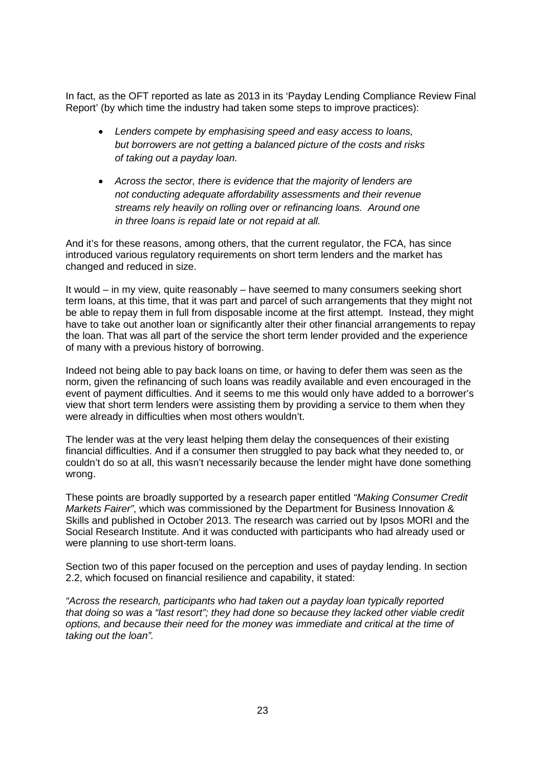In fact, as the OFT reported as late as 2013 in its 'Payday Lending Compliance Review Final Report' (by which time the industry had taken some steps to improve practices):

- *Lenders compete by emphasising speed and easy access to loans, but borrowers are not getting a balanced picture of the costs and risks of taking out a payday loan.*
- *Across the sector, there is evidence that the majority of lenders are not conducting adequate affordability assessments and their revenue streams rely heavily on rolling over or refinancing loans. Around one in three loans is repaid late or not repaid at all.*

And it's for these reasons, among others, that the current regulator, the FCA, has since introduced various regulatory requirements on short term lenders and the market has changed and reduced in size.

It would – in my view, quite reasonably – have seemed to many consumers seeking short term loans, at this time, that it was part and parcel of such arrangements that they might not be able to repay them in full from disposable income at the first attempt. Instead, they might have to take out another loan or significantly alter their other financial arrangements to repay the loan. That was all part of the service the short term lender provided and the experience of many with a previous history of borrowing.

Indeed not being able to pay back loans on time, or having to defer them was seen as the norm, given the refinancing of such loans was readily available and even encouraged in the event of payment difficulties. And it seems to me this would only have added to a borrower's view that short term lenders were assisting them by providing a service to them when they were already in difficulties when most others wouldn't.

The lender was at the very least helping them delay the consequences of their existing financial difficulties. And if a consumer then struggled to pay back what they needed to, or couldn't do so at all, this wasn't necessarily because the lender might have done something wrong.

These points are broadly supported by a research paper entitled *"Making Consumer Credit Markets Fairer"*, which was commissioned by the Department for Business Innovation & Skills and published in October 2013. The research was carried out by Ipsos MORI and the Social Research Institute. And it was conducted with participants who had already used or were planning to use short-term loans.

Section two of this paper focused on the perception and uses of payday lending. In section 2.2, which focused on financial resilience and capability, it stated:

*"Across the research, participants who had taken out a payday loan typically reported that doing so was a "last resort"; they had done so because they lacked other viable credit options, and because their need for the money was immediate and critical at the time of taking out the loan".*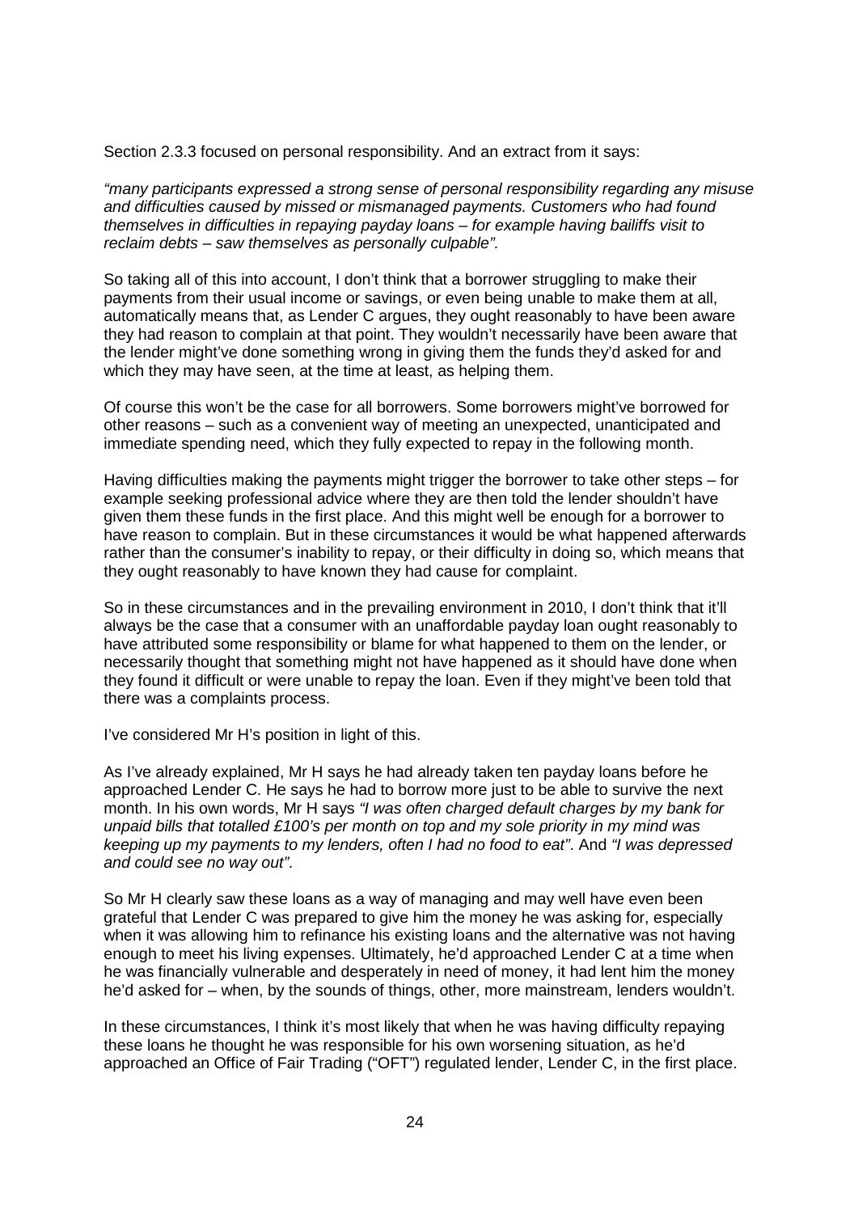Section 2.3.3 focused on personal responsibility. And an extract from it says:

*"many participants expressed a strong sense of personal responsibility regarding any misuse and difficulties caused by missed or mismanaged payments. Customers who had found themselves in difficulties in repaying payday loans – for example having bailiffs visit to reclaim debts – saw themselves as personally culpable".*

So taking all of this into account, I don't think that a borrower struggling to make their payments from their usual income or savings, or even being unable to make them at all, automatically means that, as Lender C argues, they ought reasonably to have been aware they had reason to complain at that point. They wouldn't necessarily have been aware that the lender might've done something wrong in giving them the funds they'd asked for and which they may have seen, at the time at least, as helping them.

Of course this won't be the case for all borrowers. Some borrowers might've borrowed for other reasons – such as a convenient way of meeting an unexpected, unanticipated and immediate spending need, which they fully expected to repay in the following month.

Having difficulties making the payments might trigger the borrower to take other steps – for example seeking professional advice where they are then told the lender shouldn't have given them these funds in the first place. And this might well be enough for a borrower to have reason to complain. But in these circumstances it would be what happened afterwards rather than the consumer's inability to repay, or their difficulty in doing so, which means that they ought reasonably to have known they had cause for complaint.

So in these circumstances and in the prevailing environment in 2010, I don't think that it'll always be the case that a consumer with an unaffordable payday loan ought reasonably to have attributed some responsibility or blame for what happened to them on the lender, or necessarily thought that something might not have happened as it should have done when they found it difficult or were unable to repay the loan. Even if they might've been told that there was a complaints process.

I've considered Mr H's position in light of this.

As I've already explained, Mr H says he had already taken ten payday loans before he approached Lender C. He says he had to borrow more just to be able to survive the next month. In his own words, Mr H says *"I was often charged default charges by my bank for unpaid bills that totalled £100's per month on top and my sole priority in my mind was keeping up my payments to my lenders, often I had no food to eat"*. And *"I was depressed and could see no way out"*.

So Mr H clearly saw these loans as a way of managing and may well have even been grateful that Lender C was prepared to give him the money he was asking for, especially when it was allowing him to refinance his existing loans and the alternative was not having enough to meet his living expenses. Ultimately, he'd approached Lender C at a time when he was financially vulnerable and desperately in need of money, it had lent him the money he'd asked for – when, by the sounds of things, other, more mainstream, lenders wouldn't.

In these circumstances, I think it's most likely that when he was having difficulty repaying these loans he thought he was responsible for his own worsening situation, as he'd approached an Office of Fair Trading ("OFT") regulated lender, Lender C, in the first place.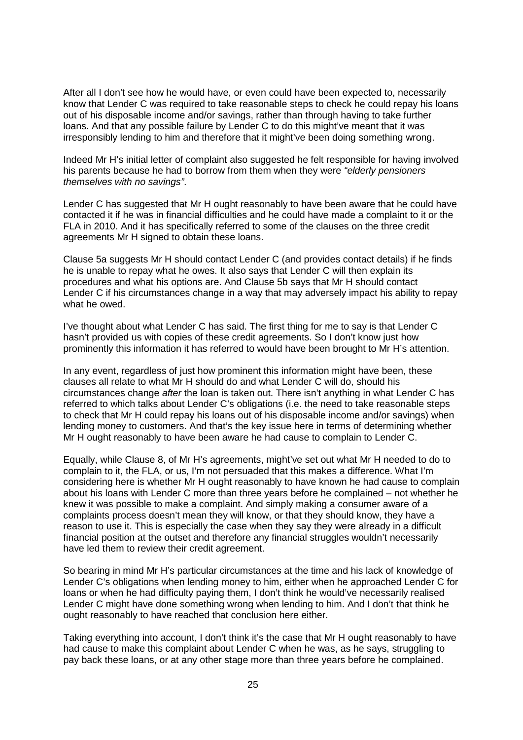After all I don't see how he would have, or even could have been expected to, necessarily know that Lender C was required to take reasonable steps to check he could repay his loans out of his disposable income and/or savings, rather than through having to take further loans. And that any possible failure by Lender C to do this might've meant that it was irresponsibly lending to him and therefore that it might've been doing something wrong.

Indeed Mr H's initial letter of complaint also suggested he felt responsible for having involved his parents because he had to borrow from them when they were *"elderly pensioners themselves with no savings"*.

Lender C has suggested that Mr H ought reasonably to have been aware that he could have contacted it if he was in financial difficulties and he could have made a complaint to it or the FLA in 2010. And it has specifically referred to some of the clauses on the three credit agreements Mr H signed to obtain these loans.

Clause 5a suggests Mr H should contact Lender C (and provides contact details) if he finds he is unable to repay what he owes. It also says that Lender C will then explain its procedures and what his options are. And Clause 5b says that Mr H should contact Lender C if his circumstances change in a way that may adversely impact his ability to repay what he owed.

I've thought about what Lender C has said. The first thing for me to say is that Lender C hasn't provided us with copies of these credit agreements. So I don't know just how prominently this information it has referred to would have been brought to Mr H's attention.

In any event, regardless of just how prominent this information might have been, these clauses all relate to what Mr H should do and what Lender C will do, should his circumstances change *after* the loan is taken out. There isn't anything in what Lender C has referred to which talks about Lender C's obligations (i.e. the need to take reasonable steps to check that Mr H could repay his loans out of his disposable income and/or savings) when lending money to customers. And that's the key issue here in terms of determining whether Mr H ought reasonably to have been aware he had cause to complain to Lender C.

Equally, while Clause 8, of Mr H's agreements, might've set out what Mr H needed to do to complain to it, the FLA, or us, I'm not persuaded that this makes a difference. What I'm considering here is whether Mr H ought reasonably to have known he had cause to complain about his loans with Lender C more than three years before he complained – not whether he knew it was possible to make a complaint. And simply making a consumer aware of a complaints process doesn't mean they will know, or that they should know, they have a reason to use it. This is especially the case when they say they were already in a difficult financial position at the outset and therefore any financial struggles wouldn't necessarily have led them to review their credit agreement.

So bearing in mind Mr H's particular circumstances at the time and his lack of knowledge of Lender C's obligations when lending money to him, either when he approached Lender C for loans or when he had difficulty paying them, I don't think he would've necessarily realised Lender C might have done something wrong when lending to him. And I don't that think he ought reasonably to have reached that conclusion here either.

Taking everything into account, I don't think it's the case that Mr H ought reasonably to have had cause to make this complaint about Lender C when he was, as he says, struggling to pay back these loans, or at any other stage more than three years before he complained.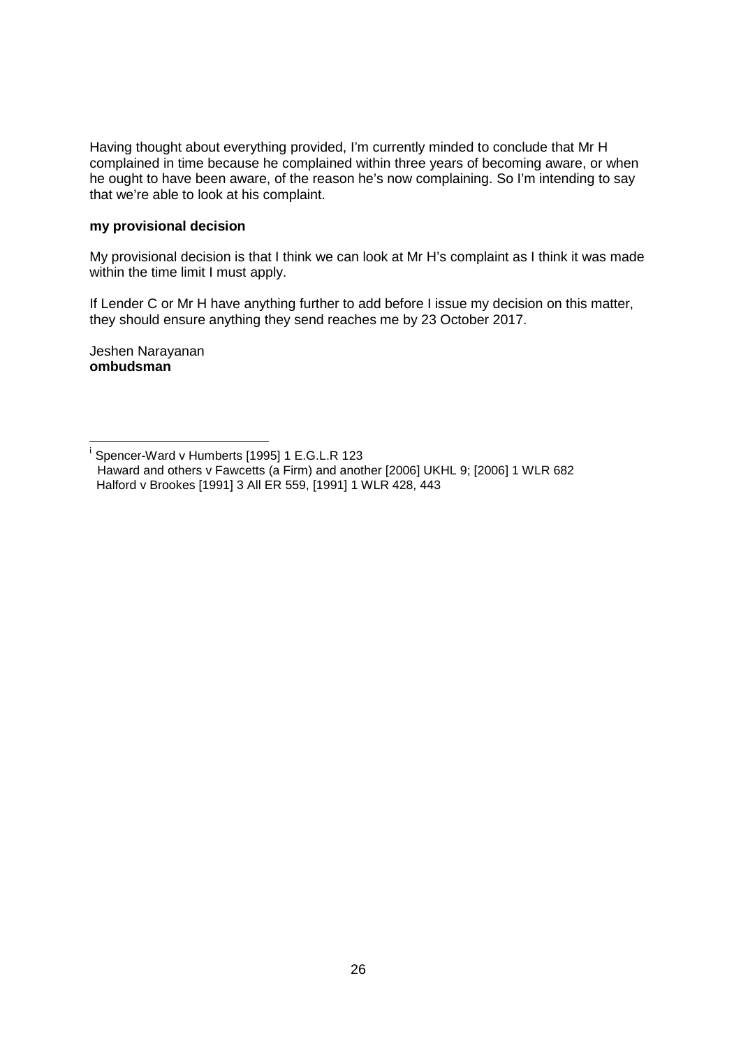Having thought about everything provided, I'm currently minded to conclude that Mr H complained in time because he complained within three years of becoming aware, or when he ought to have been aware, of the reason he's now complaining. So I'm intending to say that we're able to look at his complaint.

**my provisional decision**

My provisional decision is that I think we can look at Mr H's complaint as I think it was made within the time limit I must apply.

If Lender C or Mr H have anything further to add before I issue my decision on this matter, they should ensure anything they send reaches me by 23 October 2017.

Jeshen Narayanan
**ombudsman**

---

[i] Spencer-Ward v Humberts [1995] 1 E.G.L.R 123
Haward and others v Fawcetts (a Firm) and another [2006] UKHL 9; [2006] 1 WLR 682
Halford v Brookes [1991] 3 All ER 559, [1991] 1 WLR 428, 443